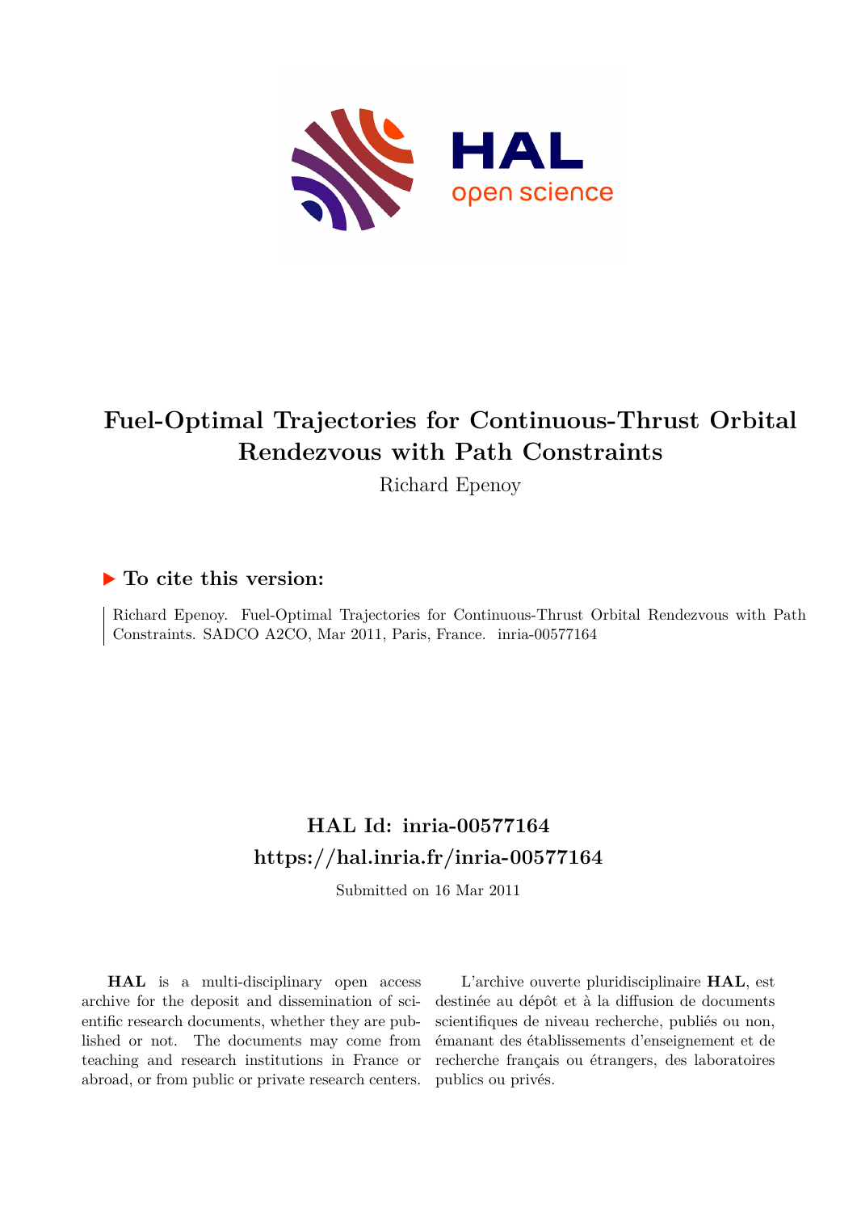# Fuel-Optimal Trajectories for Continuous-Thrust Orbital Rendezvous with Path Constraints

Richard Epenoy

## ▶ To cite this version:

Richard Epenoy. Fuel-Optimal Trajectories for Continuous-Thrust Orbital Rendezvous with Path Constraints. SADCO A2CO, Mar 2011, Paris, France. inria-00577164

## HAL Id: inria-00577164

## https://hal.inria.fr/inria-00577164

Submitted on 16 Mar 2011

**HAL** is a multi-disciplinary open access archive for the deposit and dissemination of scientific research documents, whether they are published or not. The documents may come from teaching and research institutions in France or abroad, or from public or private research centers.

L'archive ouverte pluridisciplinaire **HAL**, est destinée au dépôt et à la diffusion de documents scientifiques de niveau recherche, publiés ou non, émanant des établissements d'enseignement et de recherche français ou étrangers, des laboratoires publics ou privés.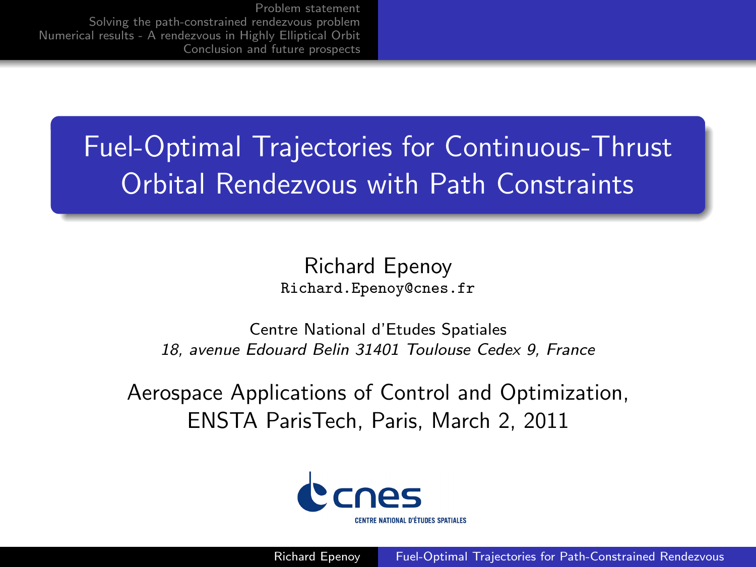# Fuel-Optimal Trajectories for Continuous-Thrust Orbital Rendezvous with Path Constraints

Richard Epenoy
Richard.Epenoy@cnes.fr

Centre National d'Etudes Spatiales
*18, avenue Edouard Belin 31401 Toulouse Cedex 9, France*

Aerospace Applications of Control and Optimization,
ENSTA ParisTech, Paris, March 2, 2011

CENTRE NATIONAL D'ÉTUDES SPATIALES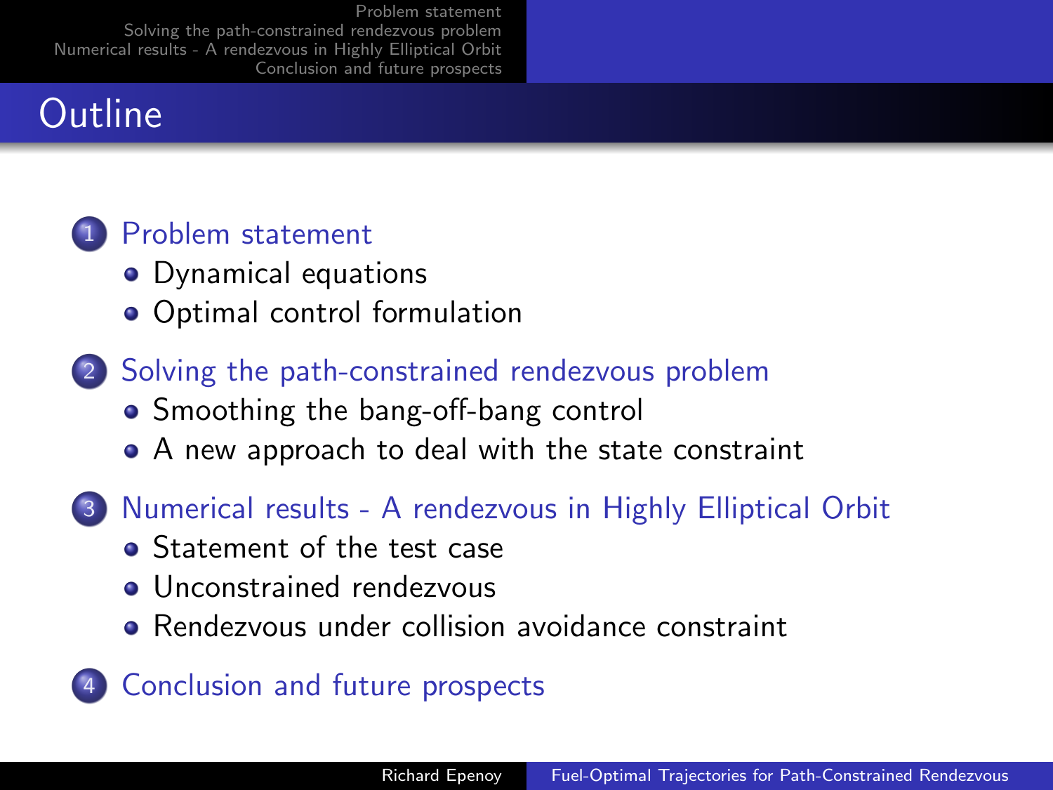# Outline

1. Problem statement
   - Dynamical equations
   - Optimal control formulation
2. Solving the path-constrained rendezvous problem
   - Smoothing the bang-off-bang control
   - A new approach to deal with the state constraint
3. Numerical results - A rendezvous in Highly Elliptical Orbit
   - Statement of the test case
   - Unconstrained rendezvous
   - Rendezvous under collision avoidance constraint
4. Conclusion and future prospects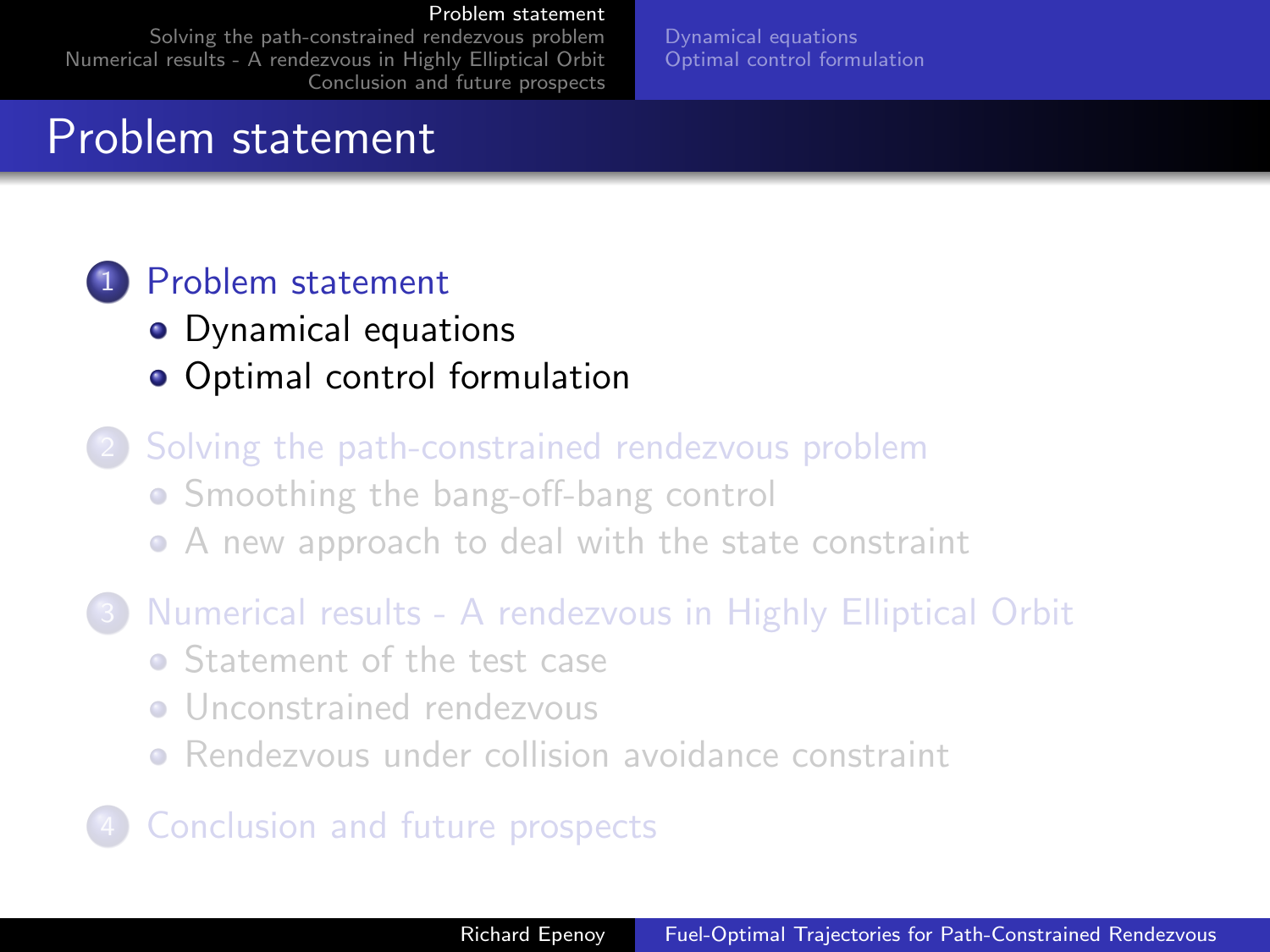# Problem statement

1. Problem statement
   - Dynamical equations
   - Optimal control formulation
2. Solving the path-constrained rendezvous problem
   - Smoothing the bang-off-bang control
   - A new approach to deal with the state constraint
3. Numerical results - A rendezvous in Highly Elliptical Orbit
   - Statement of the test case
   - Unconstrained rendezvous
   - Rendezvous under collision avoidance constraint
4. Conclusion and future prospects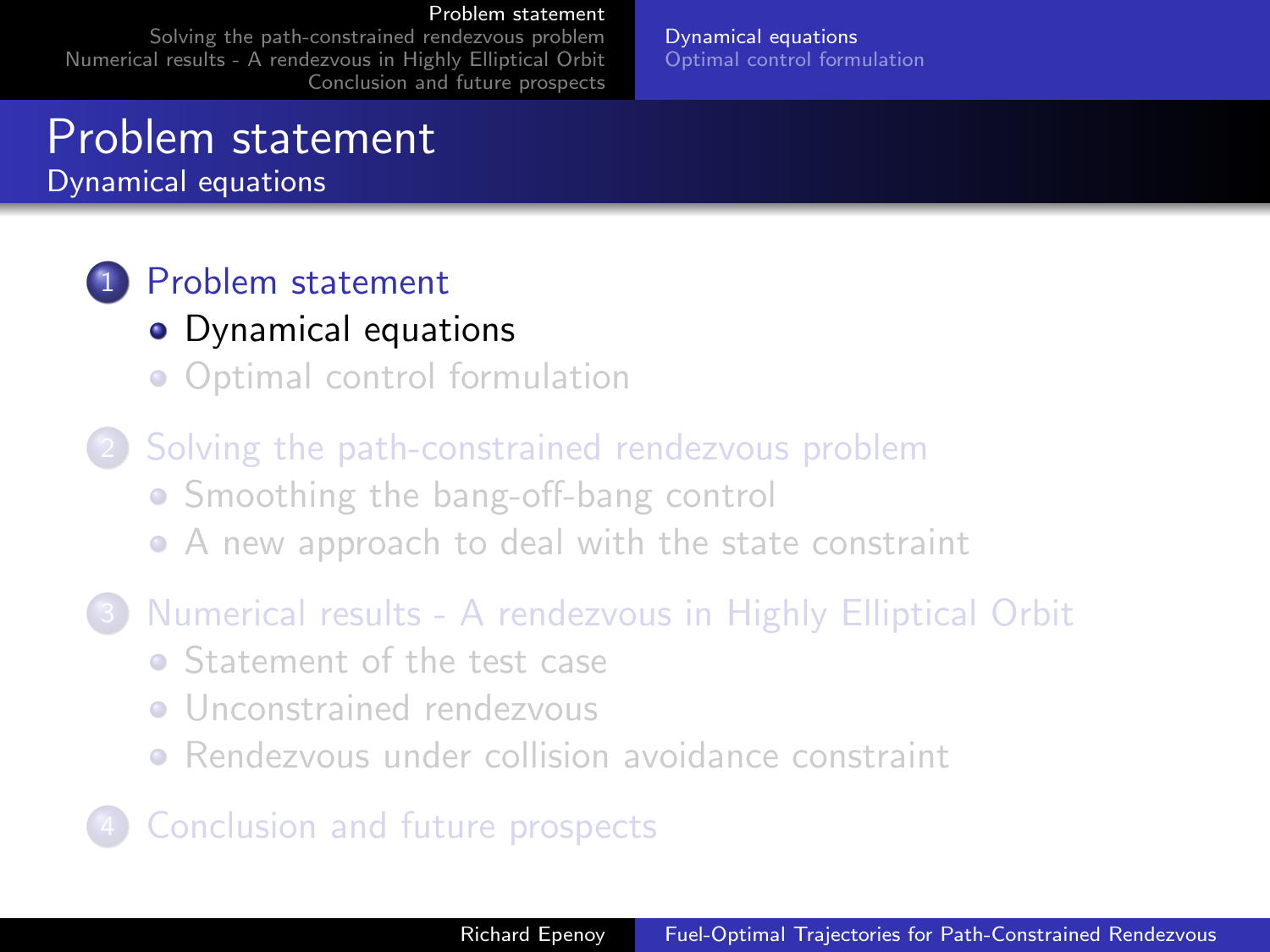# Problem statement

## Dynamical equations

1. Problem statement
   - Dynamical equations
   - Optimal control formulation
2. Solving the path-constrained rendezvous problem
   - Smoothing the bang-off-bang control
   - A new approach to deal with the state constraint
3. Numerical results - A rendezvous in Highly Elliptical Orbit
   - Statement of the test case
   - Unconstrained rendezvous
   - Rendezvous under collision avoidance constraint
4. Conclusion and future prospects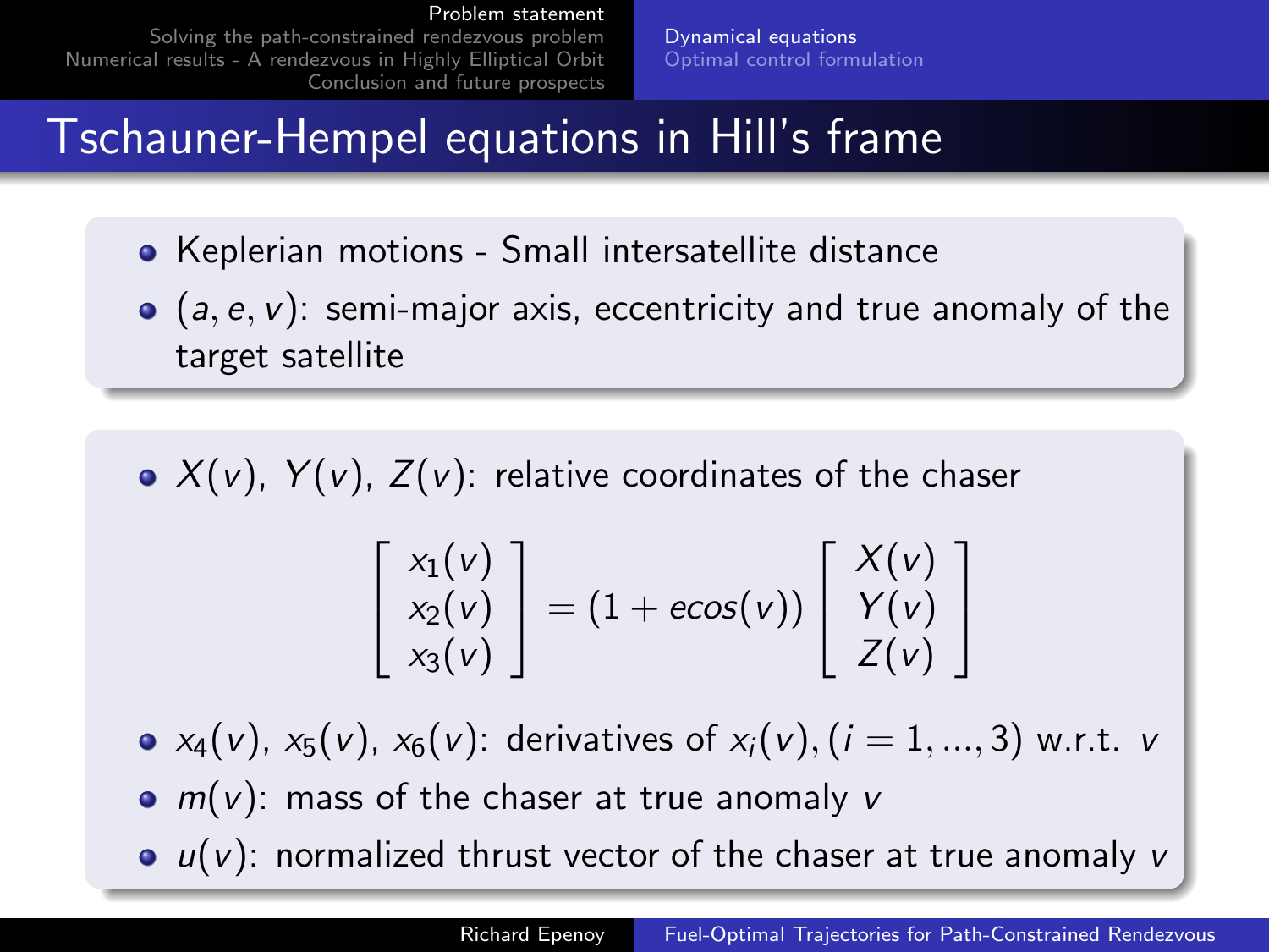# Tschauner-Hempel equations in Hill's frame

- Keplerian motions - Small intersatellite distance
- $(a, e, v)$: semi-major axis, eccentricity and true anomaly of the target satellite

- $X(v)$, $Y(v)$, $Z(v)$: relative coordinates of the chaser

$$\begin{bmatrix} x_1(v) \\ x_2(v) \\ x_3(v) \end{bmatrix} = (1 + ecos(v)) \begin{bmatrix} X(v) \\ Y(v) \\ Z(v) \end{bmatrix}$$

- $x_4(v)$, $x_5(v)$, $x_6(v)$: derivatives of $x_i(v), (i = 1, ..., 3)$ w.r.t. $v$
- $m(v)$: mass of the chaser at true anomaly $v$
- $u(v)$: normalized thrust vector of the chaser at true anomaly $v$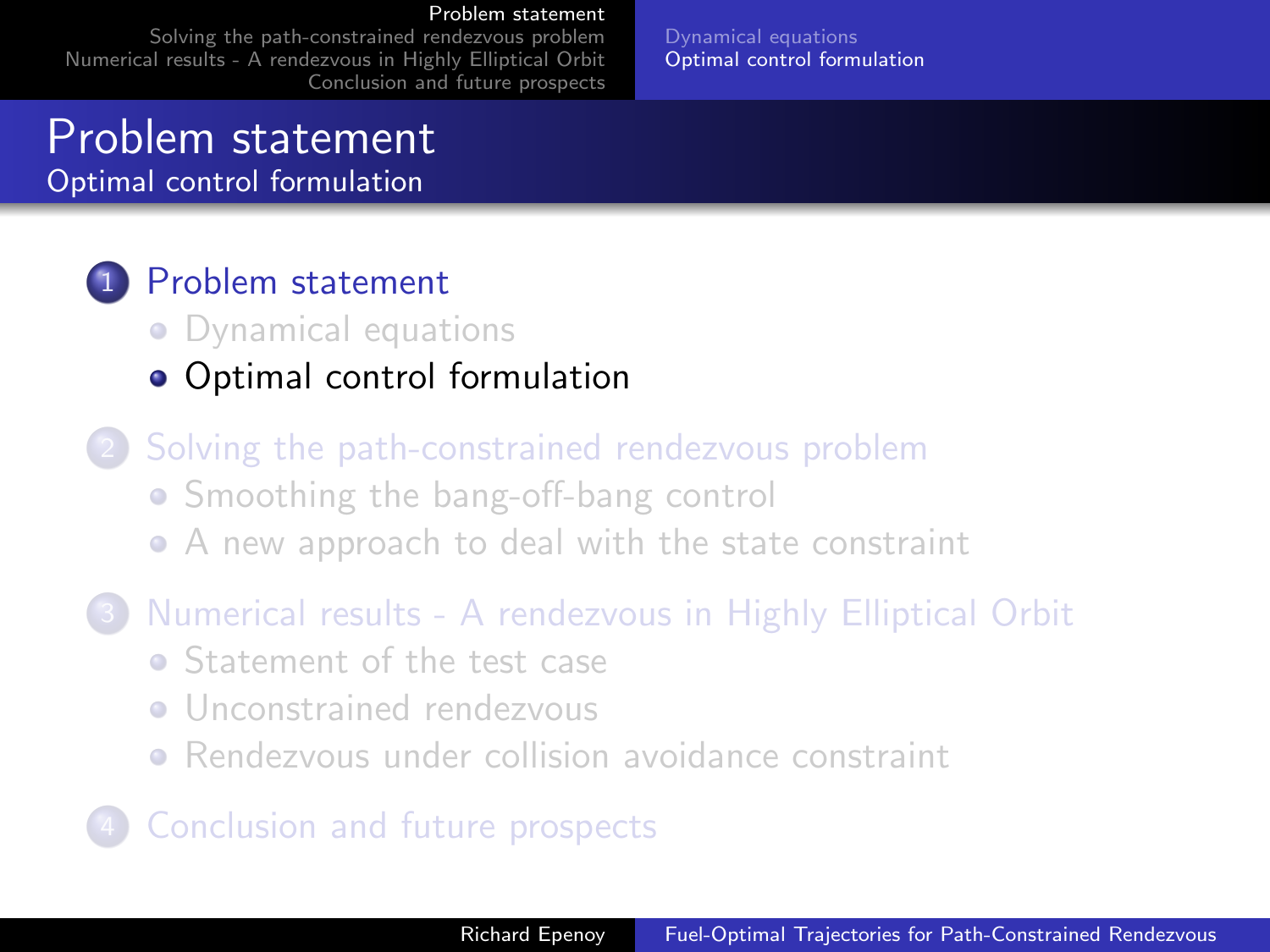# Problem statement

## Optimal control formulation

1. Problem statement
   - Dynamical equations
   - Optimal control formulation
2. Solving the path-constrained rendezvous problem
   - Smoothing the bang-off-bang control
   - A new approach to deal with the state constraint
3. Numerical results - A rendezvous in Highly Elliptical Orbit
   - Statement of the test case
   - Unconstrained rendezvous
   - Rendezvous under collision avoidance constraint
4. Conclusion and future prospects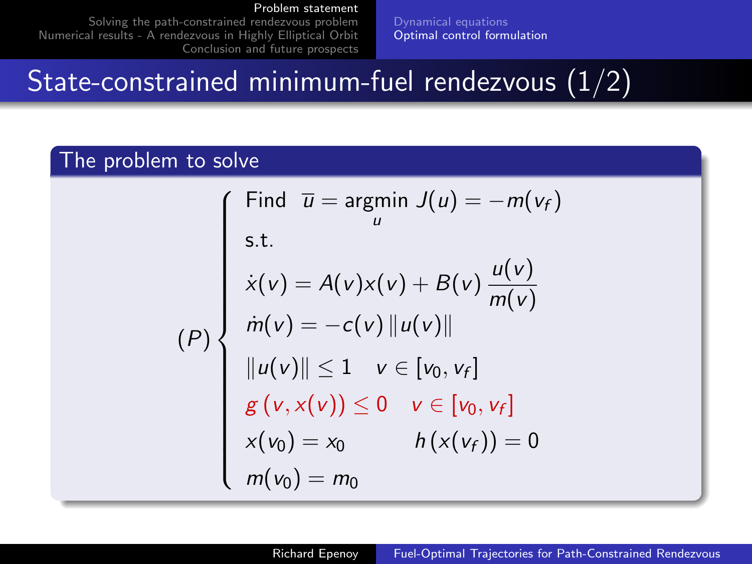# State-constrained minimum-fuel rendezvous (1/2)

## The problem to solve

$$
(P)\begin{cases}
\text{Find} \quad \overline{u} = \underset{u}{\text{argmin}}\ J(u) = -m(v_f) \\
\text{s.t.} \\
\dot{x}(v) = A(v)x(v) + B(v)\,\dfrac{u(v)}{m(v)} \\
\dot{m}(v) = -c(v)\,\|u(v)\| \\
\|u(v)\| \leq 1 \quad v \in [v_0, v_f] \\
g\left(v, x(v)\right) \leq 0 \quad v \in [v_0, v_f] \\
x(v_0) = x_0 \qquad h\left(x(v_f)\right) = 0 \\
m(v_0) = m_0
\end{cases}
$$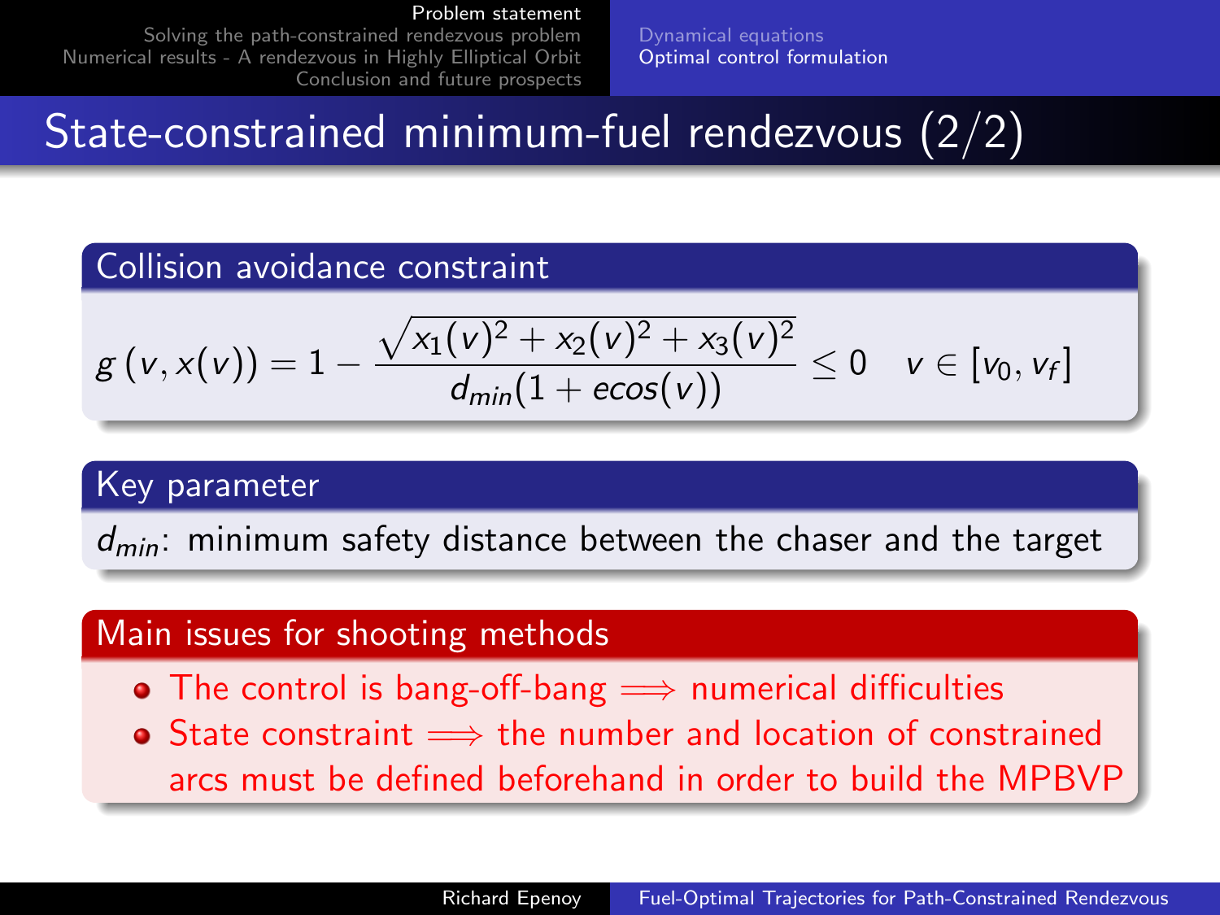# State-constrained minimum-fuel rendezvous (2/2)

## Collision avoidance constraint

$$g\left(v, x(v)\right) = 1 - \frac{\sqrt{x_1(v)^2 + x_2(v)^2 + x_3(v)^2}}{d_{min}(1 + e\cos(v))} \leq 0 \quad v \in [v_0, v_f]$$

## Key parameter

$d_{min}$: minimum safety distance between the chaser and the target

## Main issues for shooting methods

- The control is bang-off-bang $\Longrightarrow$ numerical difficulties
- State constraint $\Longrightarrow$ the number and location of constrained arcs must be defined beforehand in order to build the MPBVP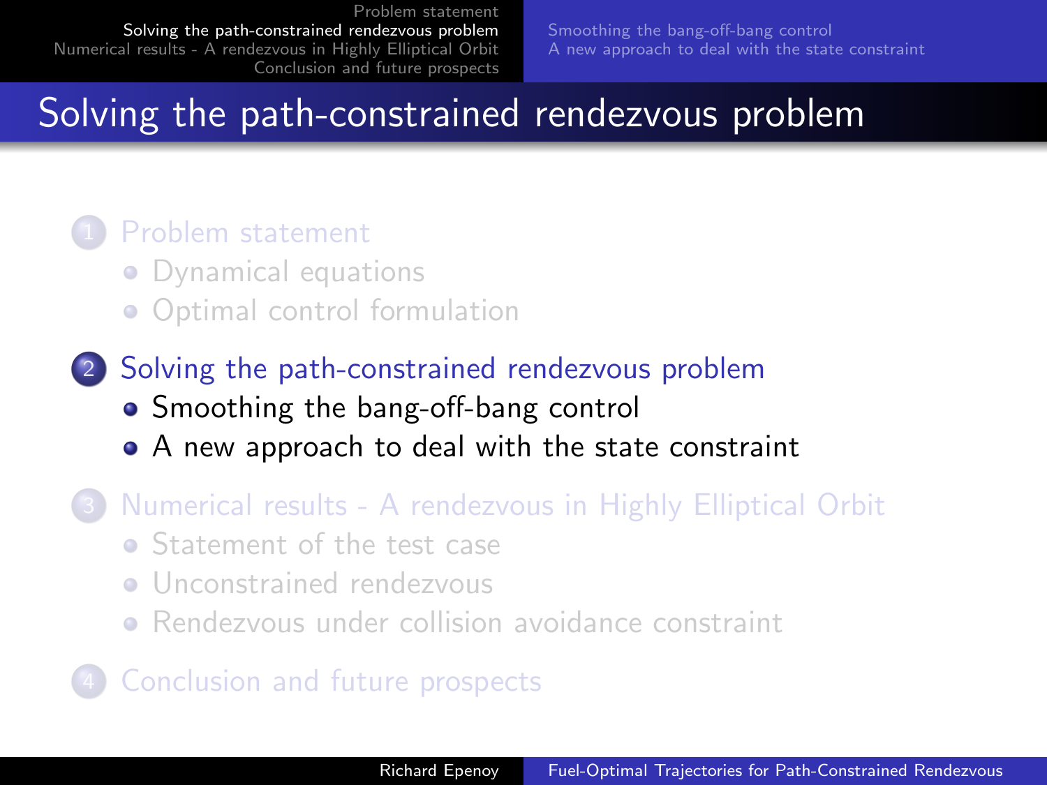# Solving the path-constrained rendezvous problem

1. Problem statement
   - Dynamical equations
   - Optimal control formulation
2. Solving the path-constrained rendezvous problem
   - Smoothing the bang-off-bang control
   - A new approach to deal with the state constraint
3. Numerical results - A rendezvous in Highly Elliptical Orbit
   - Statement of the test case
   - Unconstrained rendezvous
   - Rendezvous under collision avoidance constraint
4. Conclusion and future prospects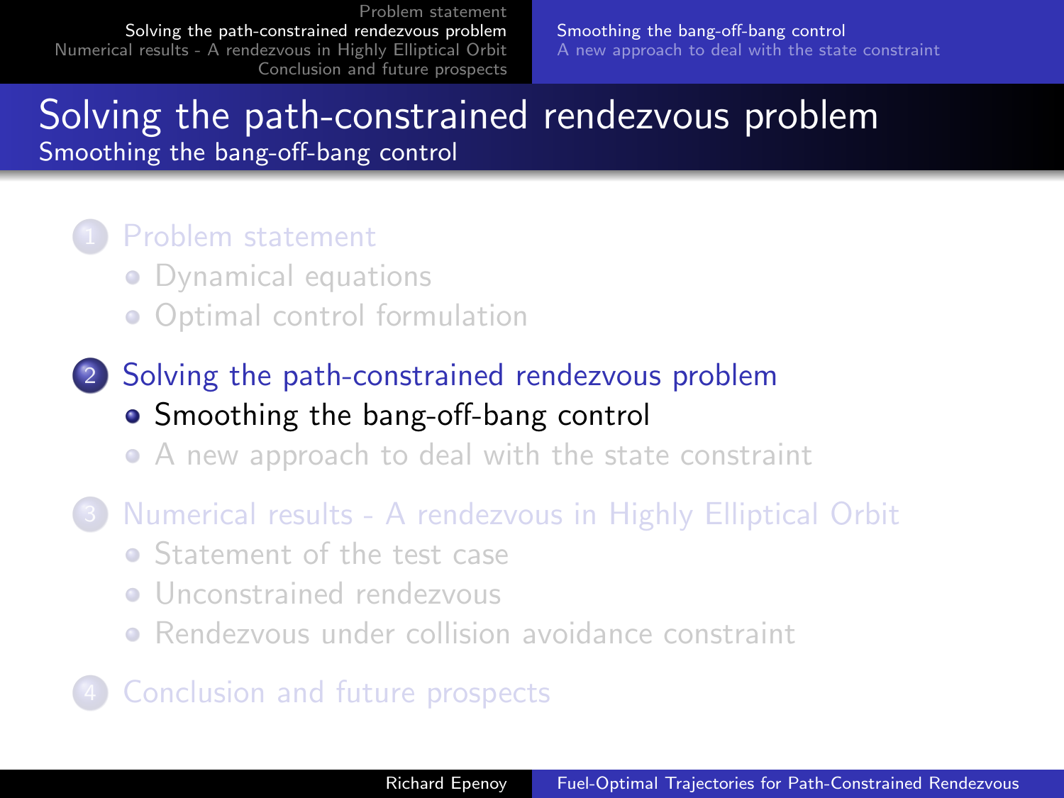# Solving the path-constrained rendezvous problem

## Smoothing the bang-off-bang control

1. Problem statement
   - Dynamical equations
   - Optimal control formulation
2. Solving the path-constrained rendezvous problem
   - Smoothing the bang-off-bang control
   - A new approach to deal with the state constraint
3. Numerical results - A rendezvous in Highly Elliptical Orbit
   - Statement of the test case
   - Unconstrained rendezvous
   - Rendezvous under collision avoidance constraint
4. Conclusion and future prospects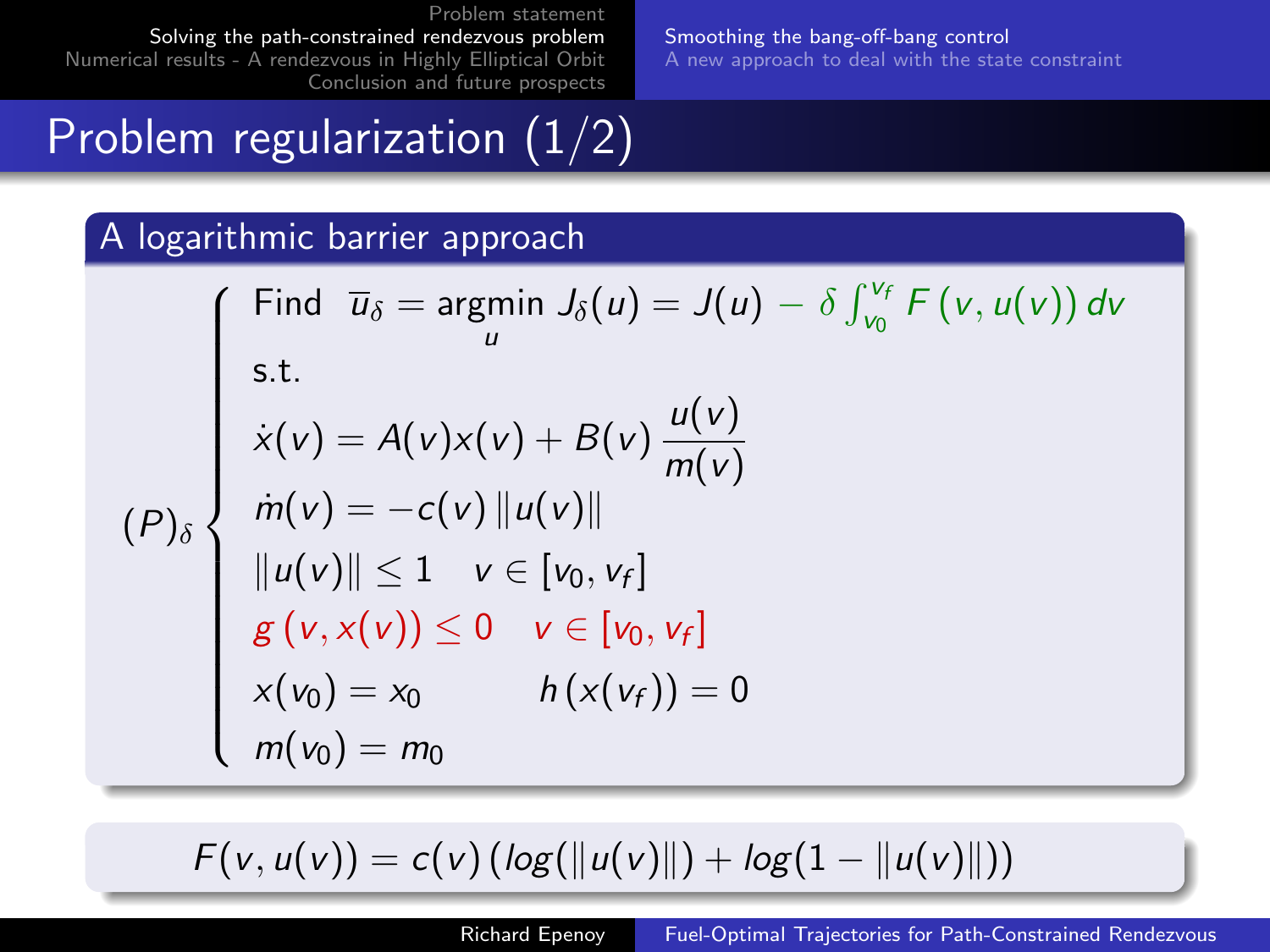# Problem regularization (1/2)

## A logarithmic barrier approach

$$
(P)_\delta \begin{cases}
\text{Find } \; \overline{u}_\delta = \underset{u}{\text{argmin}} \; J_\delta(u) = J(u) - \delta \int_{v_0}^{v_f} F\left(v, u(v)\right) dv \\
\text{s.t.} \\
\dot{x}(v) = A(v)x(v) + B(v)\, \dfrac{u(v)}{m(v)} \\
\dot{m}(v) = -c(v)\, \|u(v)\| \\
\|u(v)\| \leq 1 \quad v \in [v_0, v_f] \\
g\left(v, x(v)\right) \leq 0 \quad v \in [v_0, v_f] \\
x(v_0) = x_0 \qquad\qquad h\left(x(v_f)\right) = 0 \\
m(v_0) = m_0
\end{cases}
$$

$$
F(v, u(v)) = c(v)\left(log(\|u(v)\|) + log(1 - \|u(v)\|)\right)
$$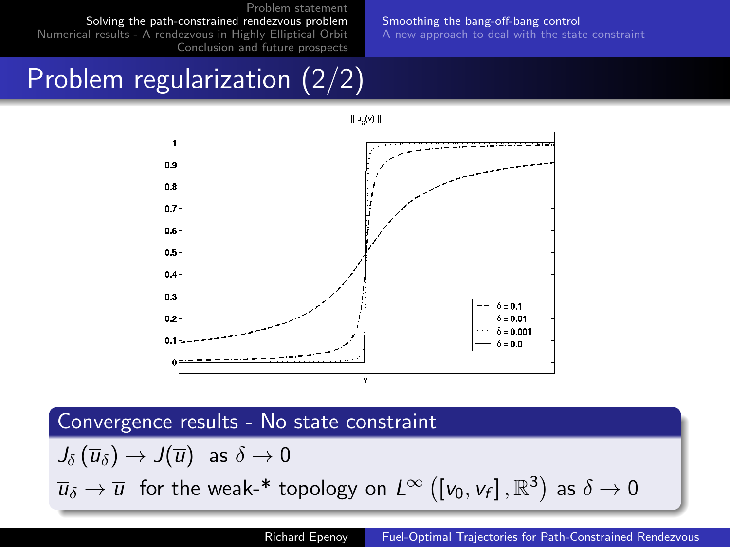# Problem regularization (2/2)

$\| \overline{u}_\delta(v) \|$

| | |
|---|---|
| - - | $\delta = 0.1$ |
| -·- | $\delta = 0.01$ |
| ····· | $\delta = 0.001$ |
| —— | $\delta = 0.0$ |

### Convergence results - No state constraint

$J_\delta(\overline{u}_\delta) \rightarrow J(\overline{u})$ as $\delta \rightarrow 0$

$\overline{u}_\delta \rightarrow \overline{u}$ for the weak-* topology on $L^\infty\left([v_0, v_f], \mathbb{R}^3\right)$ as $\delta \rightarrow 0$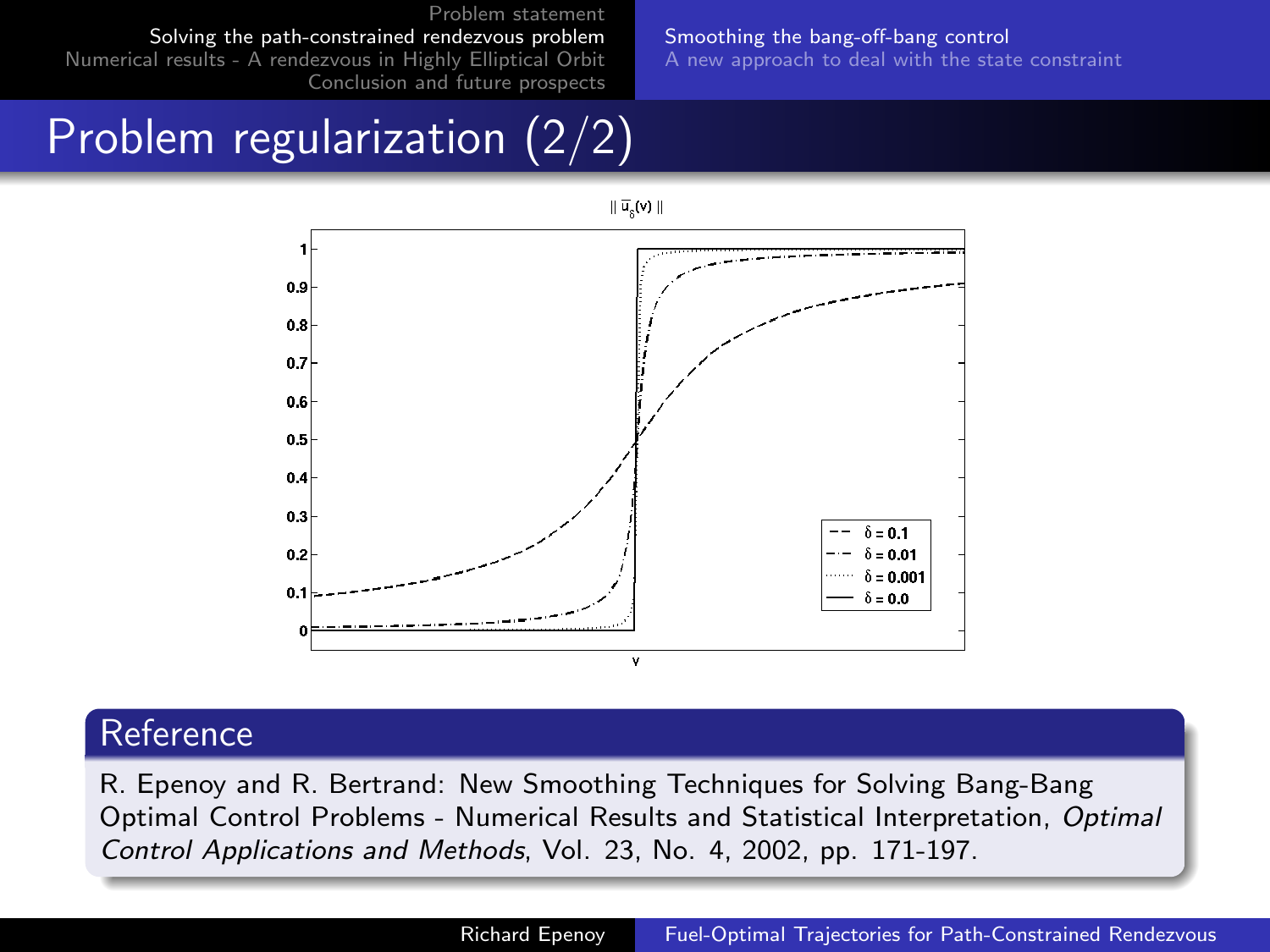# Problem regularization (2/2)

$\| \bar{u}_\delta(v) \|$

| Legend |
| --- |
| $\delta = 0.1$ |
| $\delta = 0.01$ |
| $\delta = 0.001$ |
| $\delta = 0.0$ |

## Reference

R. Epenoy and R. Bertrand: New Smoothing Techniques for Solving Bang-Bang Optimal Control Problems - Numerical Results and Statistical Interpretation, *Optimal Control Applications and Methods*, Vol. 23, No. 4, 2002, pp. 171-197.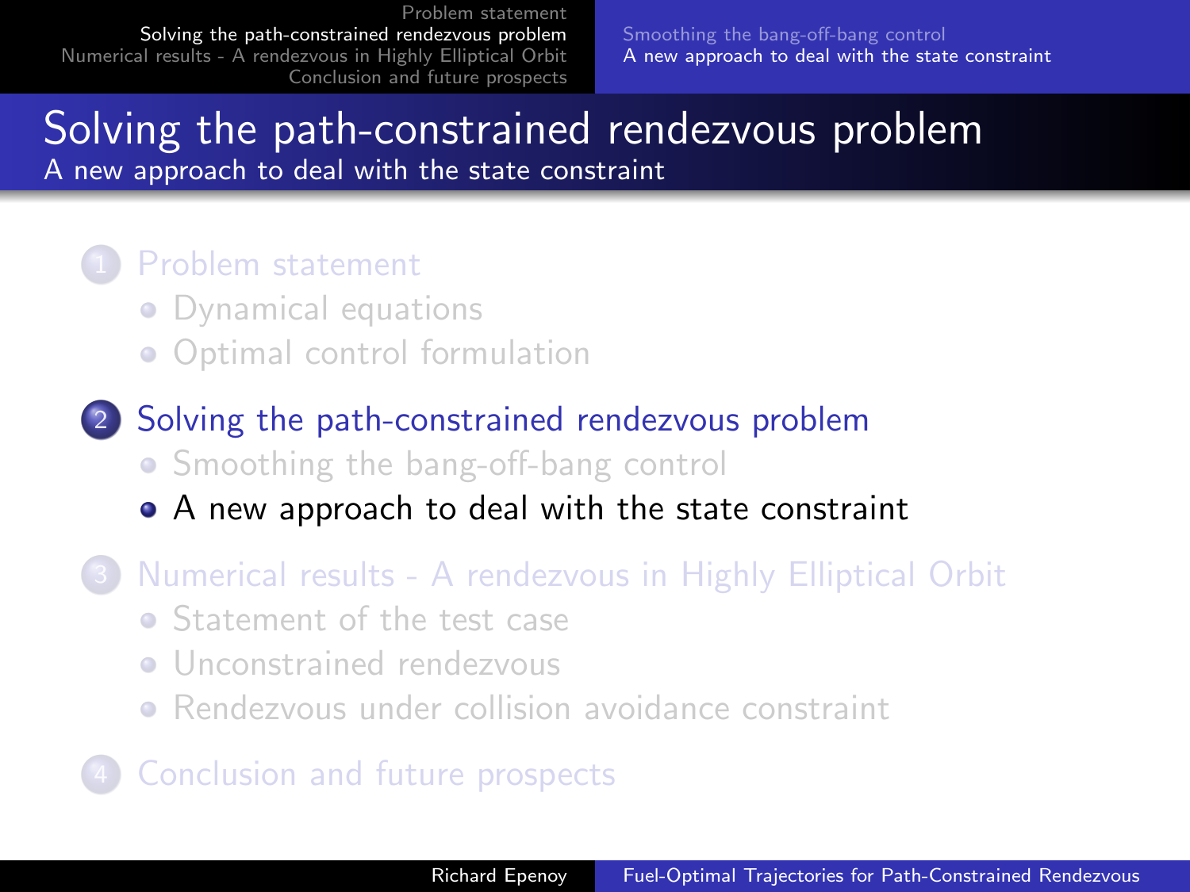# Solving the path-constrained rendezvous problem

## A new approach to deal with the state constraint

1. Problem statement
   - Dynamical equations
   - Optimal control formulation
2. Solving the path-constrained rendezvous problem
   - Smoothing the bang-off-bang control
   - A new approach to deal with the state constraint
3. Numerical results - A rendezvous in Highly Elliptical Orbit
   - Statement of the test case
   - Unconstrained rendezvous
   - Rendezvous under collision avoidance constraint
4. Conclusion and future prospects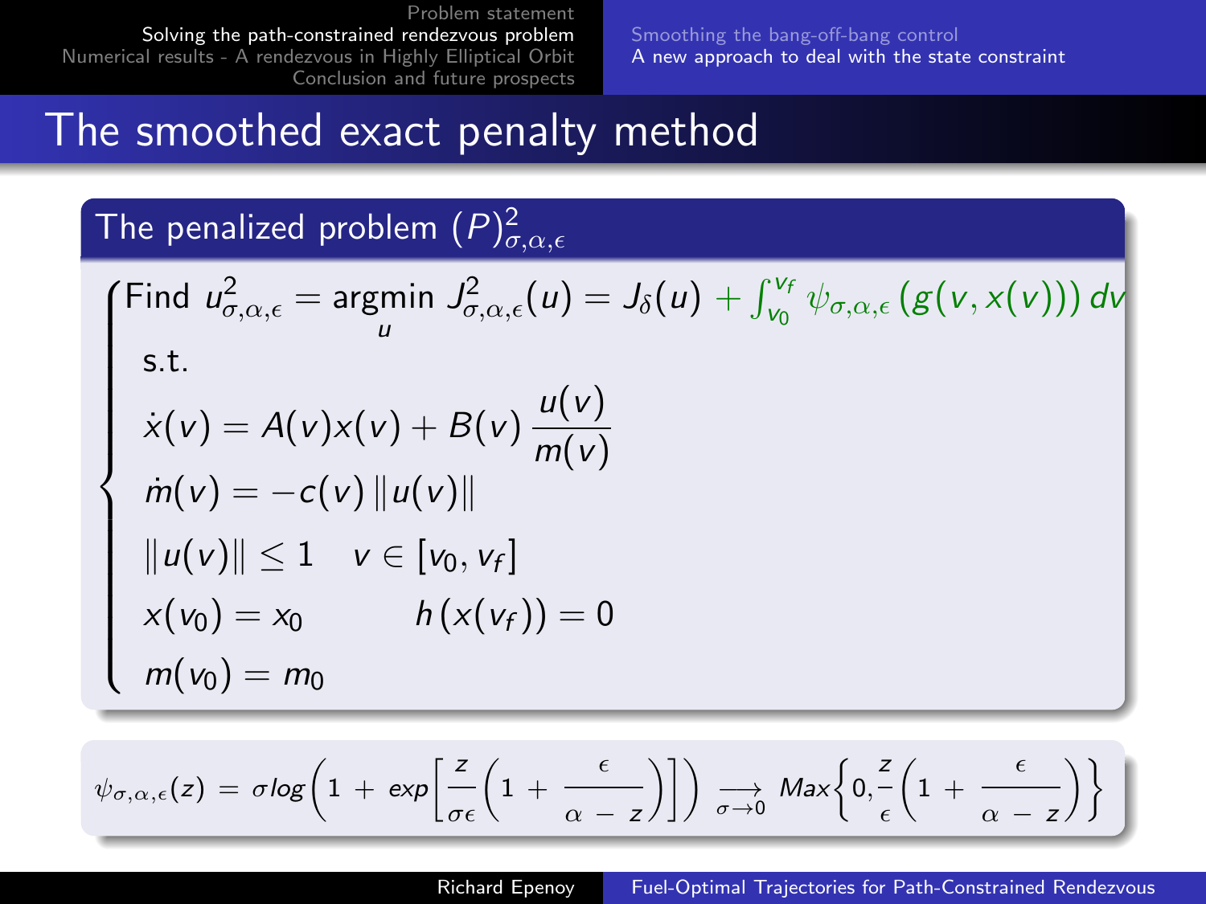# The smoothed exact penalty method

## The penalized problem $(P)^2_{\sigma,\alpha,\epsilon}$

$$
\begin{cases}
\text{Find } u^2_{\sigma,\alpha,\epsilon} = \underset{u}{\operatorname{argmin}} \; J^2_{\sigma,\alpha,\epsilon}(u) = J_\delta(u) + \int_{v_0}^{v_f} \psi_{\sigma,\alpha,\epsilon}\left(g(v, x(v))\right) dv \\
\text{s.t.} \\
\dot{x}(v) = A(v)x(v) + B(v)\,\dfrac{u(v)}{m(v)} \\
\dot{m}(v) = -c(v)\,\|u(v)\| \\
\|u(v)\| \leq 1 \quad v \in [v_0, v_f] \\
x(v_0) = x_0 \qquad h\left(x(v_f)\right) = 0 \\
m(v_0) = m_0
\end{cases}
$$

$$
\psi_{\sigma,\alpha,\epsilon}(z) = \sigma \log\left(1 + \exp\left[\frac{z}{\sigma\epsilon}\left(1 + \frac{\epsilon}{\alpha - z}\right)\right]\right) \underset{\sigma \to 0}{\longrightarrow} Max\left\{0, \frac{z}{\epsilon}\left(1 + \frac{\epsilon}{\alpha - z}\right)\right\}
$$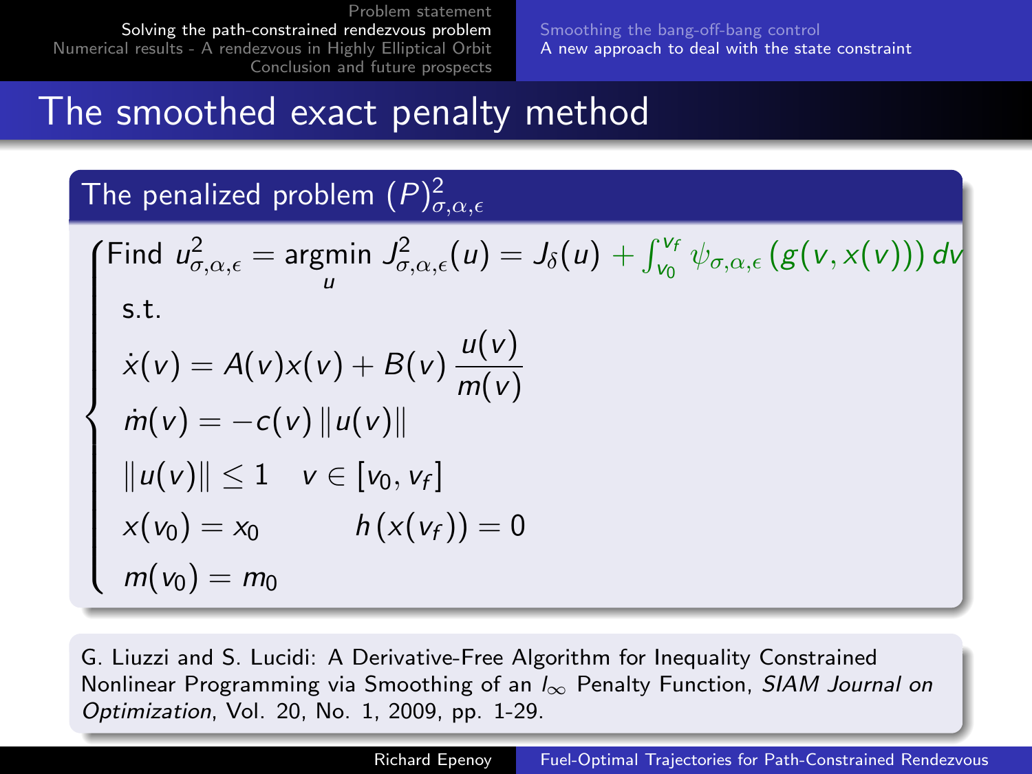# The smoothed exact penalty method

## The penalized problem $(P)^2_{\sigma,\alpha,\epsilon}$

$$
\begin{cases}
\text{Find } u^2_{\sigma,\alpha,\epsilon} = \underset{u}{\text{argmin}}\ J^2_{\sigma,\alpha,\epsilon}(u) = J_\delta(u) + \int_{v_0}^{v_f} \psi_{\sigma,\alpha,\epsilon}\left(g(v, x(v))\right) dv \\
\text{s.t.} \\
\dot{x}(v) = A(v)x(v) + B(v)\,\dfrac{u(v)}{m(v)} \\
\dot{m}(v) = -c(v)\,\|u(v)\| \\
\|u(v)\| \leq 1 \quad v \in [v_0, v_f] \\
x(v_0) = x_0 \qquad h\left(x(v_f)\right) = 0 \\
m(v_0) = m_0
\end{cases}
$$

G. Liuzzi and S. Lucidi: A Derivative-Free Algorithm for Inequality Constrained Nonlinear Programming via Smoothing of an $l_\infty$ Penalty Function, *SIAM Journal on Optimization*, Vol. 20, No. 1, 2009, pp. 1-29.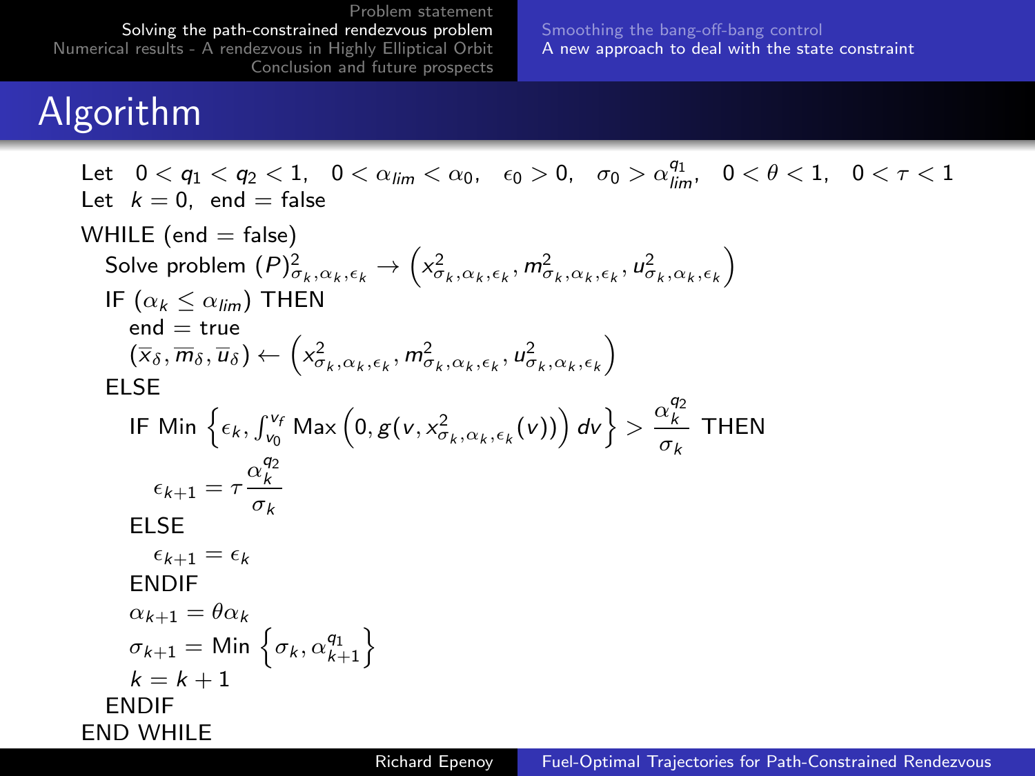# Algorithm

Let $0 < q_1 < q_2 < 1, \quad 0 < \alpha_{lim} < \alpha_0, \quad \epsilon_0 > 0, \quad \sigma_0 > \alpha_{lim}^{q_1}, \quad 0 < \theta < 1, \quad 0 < \tau < 1$

Let $k = 0$, end = false

```
WHILE (end = false)
   Solve problem (P)^2_{σk,αk,εk} → (x^2_{σk,αk,εk}, m^2_{σk,αk,εk}, u^2_{σk,αk,εk})
   IF (αk ≤ αlim) THEN
      end = true
      (x̄δ, m̄δ, ūδ) ← (x^2_{σk,αk,εk}, m^2_{σk,αk,εk}, u^2_{σk,αk,εk})
   ELSE
      IF Min{εk, ∫_{v0}^{vf} Max(0, g(v, x^2_{σk,αk,εk}(v))) dv} > αk^{q2}/σk THEN
         ε_{k+1} = τ αk^{q2}/σk
      ELSE
         ε_{k+1} = εk
      ENDIF
      α_{k+1} = θ αk
      σ_{k+1} = Min{σk, α_{k+1}^{q1}}
      k = k + 1
   ENDIF
END WHILE
```

Where:

- Solve problem $(P)^2_{\sigma_k,\alpha_k,\epsilon_k} \rightarrow \left(x^2_{\sigma_k,\alpha_k,\epsilon_k}, m^2_{\sigma_k,\alpha_k,\epsilon_k}, u^2_{\sigma_k,\alpha_k,\epsilon_k}\right)$
- IF $(\alpha_k \leq \alpha_{lim})$: $(\overline{x}_\delta, \overline{m}_\delta, \overline{u}_\delta) \leftarrow \left(x^2_{\sigma_k,\alpha_k,\epsilon_k}, m^2_{\sigma_k,\alpha_k,\epsilon_k}, u^2_{\sigma_k,\alpha_k,\epsilon_k}\right)$
- IF $\text{Min}\left\{\epsilon_k, \int_{v_0}^{v_f} \text{Max}\left(0, g(v, x^2_{\sigma_k,\alpha_k,\epsilon_k}(v))\right) dv\right\} > \dfrac{\alpha_k^{q_2}}{\sigma_k}$ THEN $\epsilon_{k+1} = \tau \dfrac{\alpha_k^{q_2}}{\sigma_k}$, ELSE $\epsilon_{k+1} = \epsilon_k$
- $\alpha_{k+1} = \theta \alpha_k$
- $\sigma_{k+1} = \text{Min}\left\{\sigma_k, \alpha_{k+1}^{q_1}\right\}$
- $k = k + 1$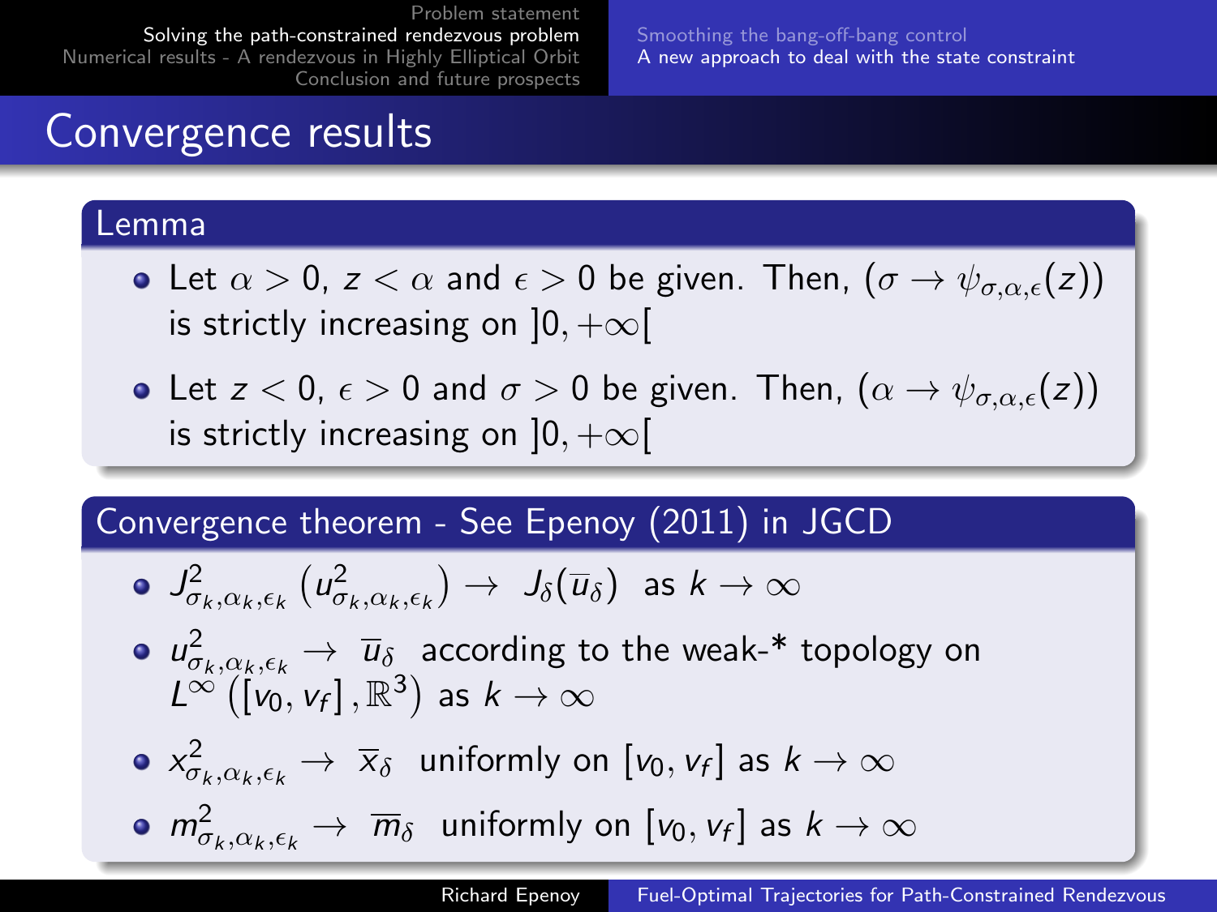# Convergence results

## Lemma

- Let $\alpha > 0$, $z < \alpha$ and $\epsilon > 0$ be given. Then, $(\sigma \rightarrow \psi_{\sigma,\alpha,\epsilon}(z))$ is strictly increasing on $]0, +\infty[$
- Let $z < 0$, $\epsilon > 0$ and $\sigma > 0$ be given. Then, $(\alpha \rightarrow \psi_{\sigma,\alpha,\epsilon}(z))$ is strictly increasing on $]0, +\infty[$

## Convergence theorem - See Epenoy (2011) in JGCD

- $J^2_{\sigma_k,\alpha_k,\epsilon_k}\left(u^2_{\sigma_k,\alpha_k,\epsilon_k}\right) \rightarrow J_\delta(\overline{u}_\delta)$ as $k \rightarrow \infty$
- $u^2_{\sigma_k,\alpha_k,\epsilon_k} \rightarrow \overline{u}_\delta$ according to the weak-* topology on $L^\infty\left([v_0, v_f], \mathbb{R}^3\right)$ as $k \rightarrow \infty$
- $x^2_{\sigma_k,\alpha_k,\epsilon_k} \rightarrow \overline{x}_\delta$ uniformly on $[v_0, v_f]$ as $k \rightarrow \infty$
- $m^2_{\sigma_k,\alpha_k,\epsilon_k} \rightarrow \overline{m}_\delta$ uniformly on $[v_0, v_f]$ as $k \rightarrow \infty$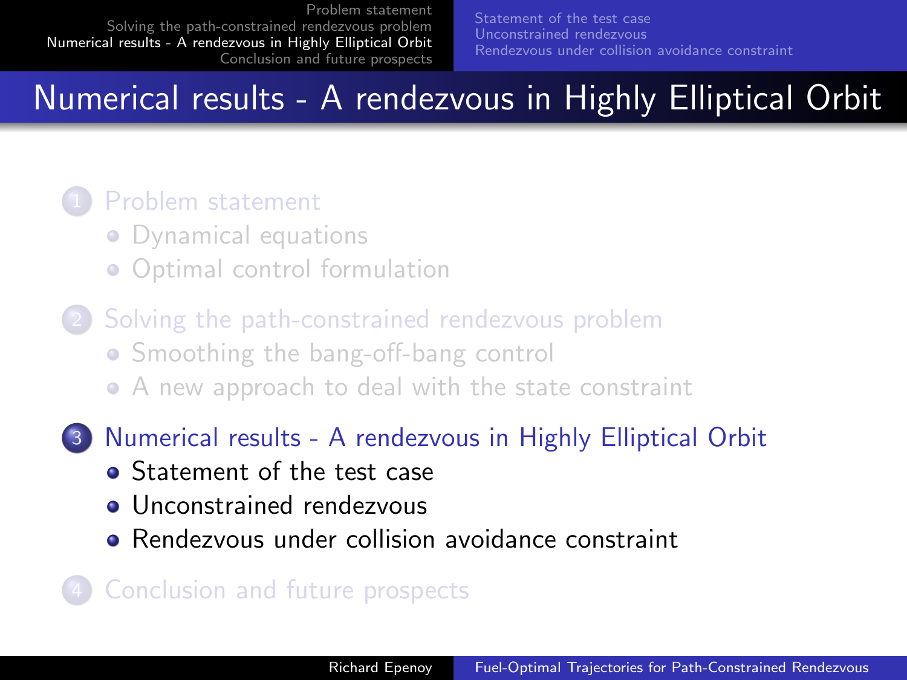# Numerical results - A rendezvous in Highly Elliptical Orbit

1. Problem statement
   - Dynamical equations
   - Optimal control formulation
2. Solving the path-constrained rendezvous problem
   - Smoothing the bang-off-bang control
   - A new approach to deal with the state constraint
3. Numerical results - A rendezvous in Highly Elliptical Orbit
   - Statement of the test case
   - Unconstrained rendezvous
   - Rendezvous under collision avoidance constraint
4. Conclusion and future prospects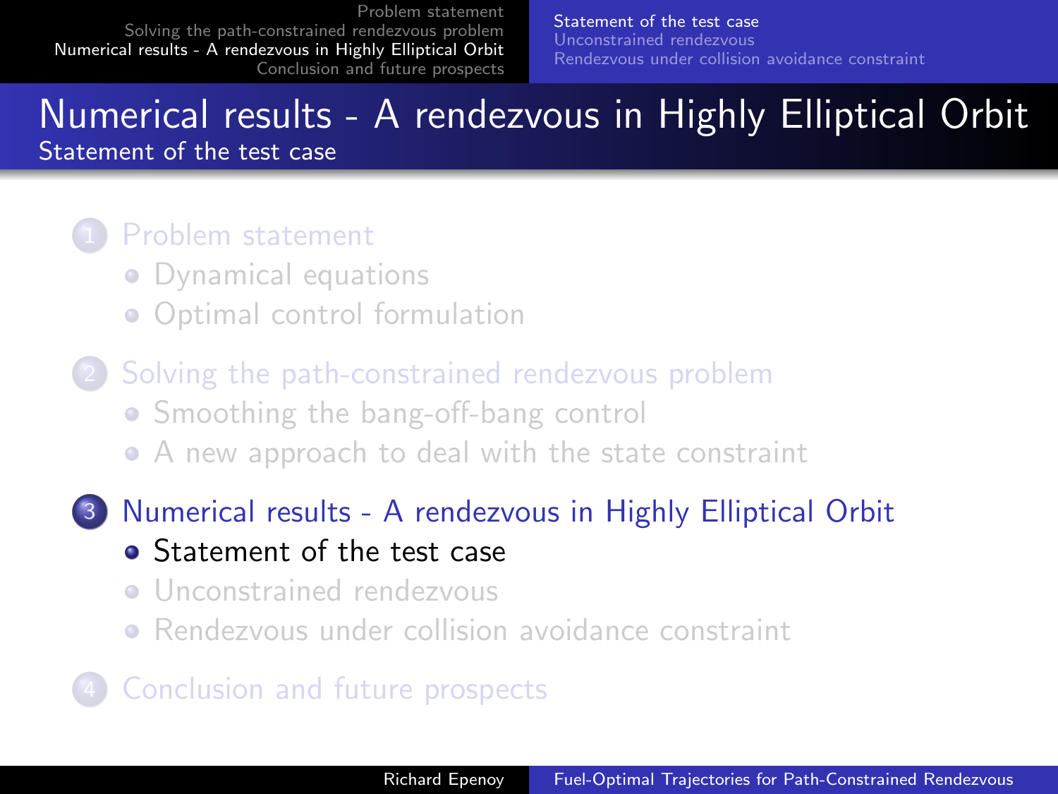# Numerical results - A rendezvous in Highly Elliptical Orbit

## Statement of the test case

1. Problem statement
   - Dynamical equations
   - Optimal control formulation
2. Solving the path-constrained rendezvous problem
   - Smoothing the bang-off-bang control
   - A new approach to deal with the state constraint
3. Numerical results - A rendezvous in Highly Elliptical Orbit
   - Statement of the test case
   - Unconstrained rendezvous
   - Rendezvous under collision avoidance constraint
4. Conclusion and future prospects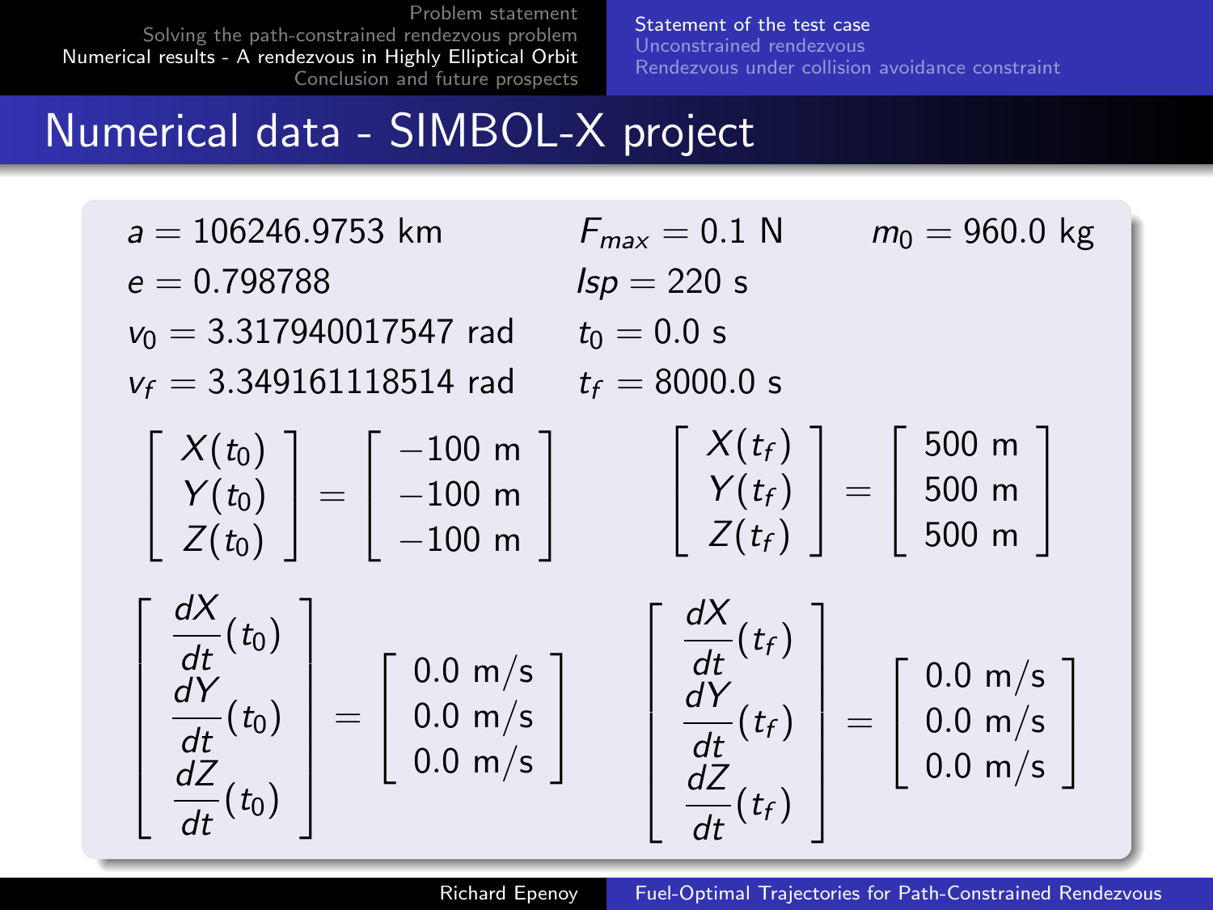# Numerical data - SIMBOL-X project

$a = 106246.9753$ km $\quad F_{max} = 0.1$ N $\quad m_0 = 960.0$ kg

$e = 0.798788 \quad Isp = 220$ s

$v_0 = 3.317940017547$ rad $\quad t_0 = 0.0$ s

$v_f = 3.349161118514$ rad $\quad t_f = 8000.0$ s

$$\begin{bmatrix} X(t_0) \\ Y(t_0) \\ Z(t_0) \end{bmatrix} = \begin{bmatrix} -100 \text{ m} \\ -100 \text{ m} \\ -100 \text{ m} \end{bmatrix} \qquad \begin{bmatrix} X(t_f) \\ Y(t_f) \\ Z(t_f) \end{bmatrix} = \begin{bmatrix} 500 \text{ m} \\ 500 \text{ m} \\ 500 \text{ m} \end{bmatrix}$$

$$\begin{bmatrix} \frac{dX}{dt}(t_0) \\ \frac{dY}{dt}(t_0) \\ \frac{dZ}{dt}(t_0) \end{bmatrix} = \begin{bmatrix} 0.0 \text{ m/s} \\ 0.0 \text{ m/s} \\ 0.0 \text{ m/s} \end{bmatrix} \qquad \begin{bmatrix} \frac{dX}{dt}(t_f) \\ \frac{dY}{dt}(t_f) \\ \frac{dZ}{dt}(t_f) \end{bmatrix} = \begin{bmatrix} 0.0 \text{ m/s} \\ 0.0 \text{ m/s} \\ 0.0 \text{ m/s} \end{bmatrix}$$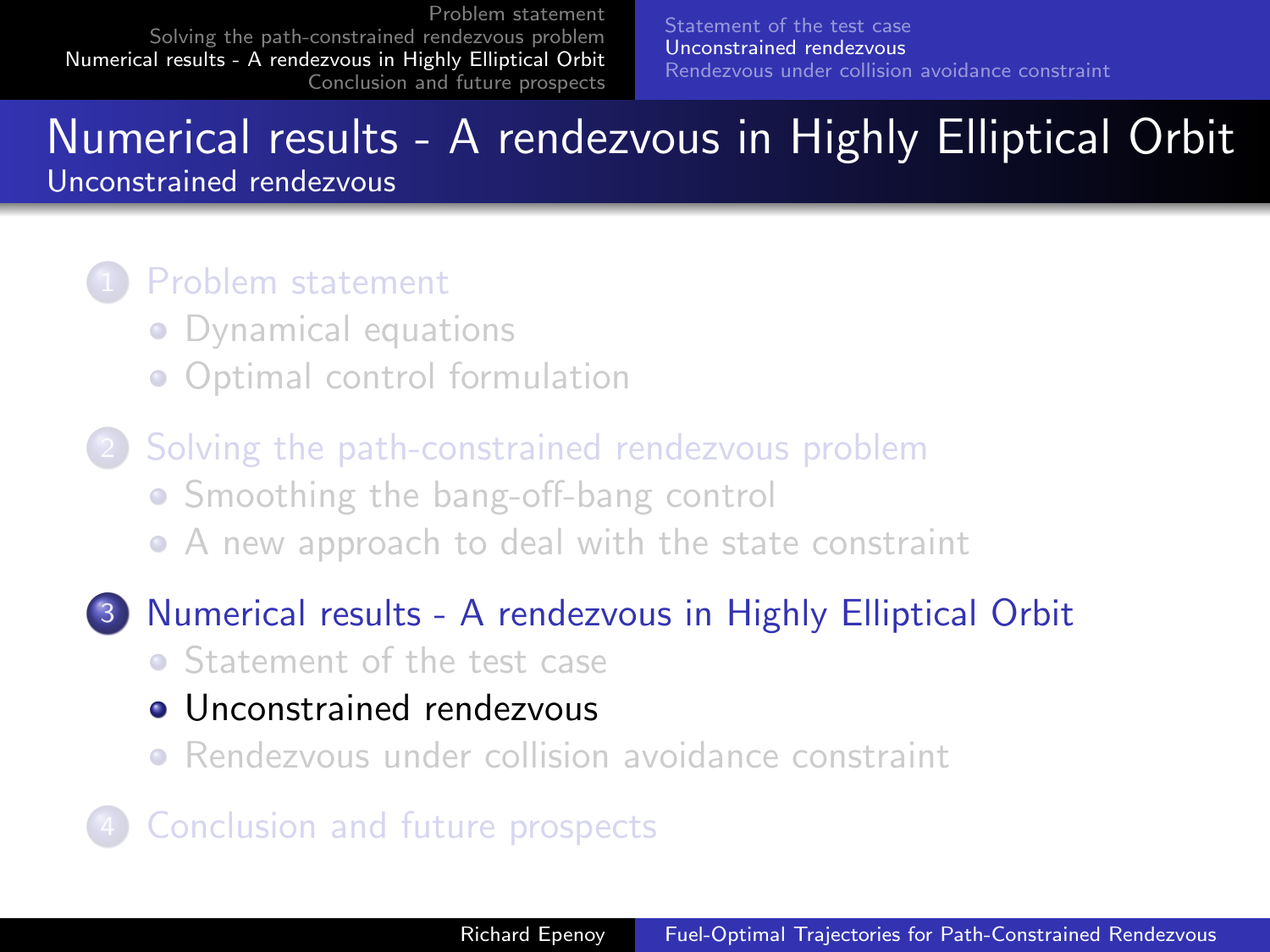# Numerical results - A rendezvous in Highly Elliptical Orbit

## Unconstrained rendezvous

1. Problem statement
   - Dynamical equations
   - Optimal control formulation
2. Solving the path-constrained rendezvous problem
   - Smoothing the bang-off-bang control
   - A new approach to deal with the state constraint
3. Numerical results - A rendezvous in Highly Elliptical Orbit
   - Statement of the test case
   - Unconstrained rendezvous
   - Rendezvous under collision avoidance constraint
4. Conclusion and future prospects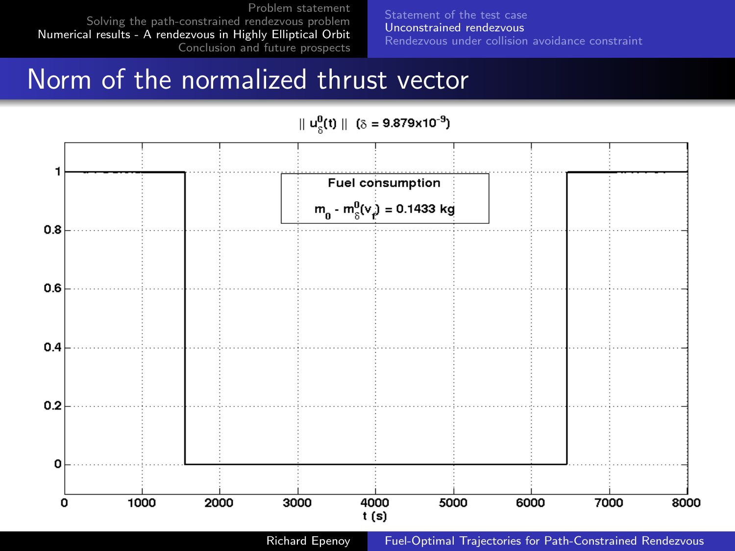# Norm of the normalized thrust vector

$\| u_\delta^0(t) \|$ ($\delta = 9.879 \times 10^{-9}$)

**Fuel consumption**

$m_0 - m_\delta^0(v_f) = 0.1433$ kg

t (s)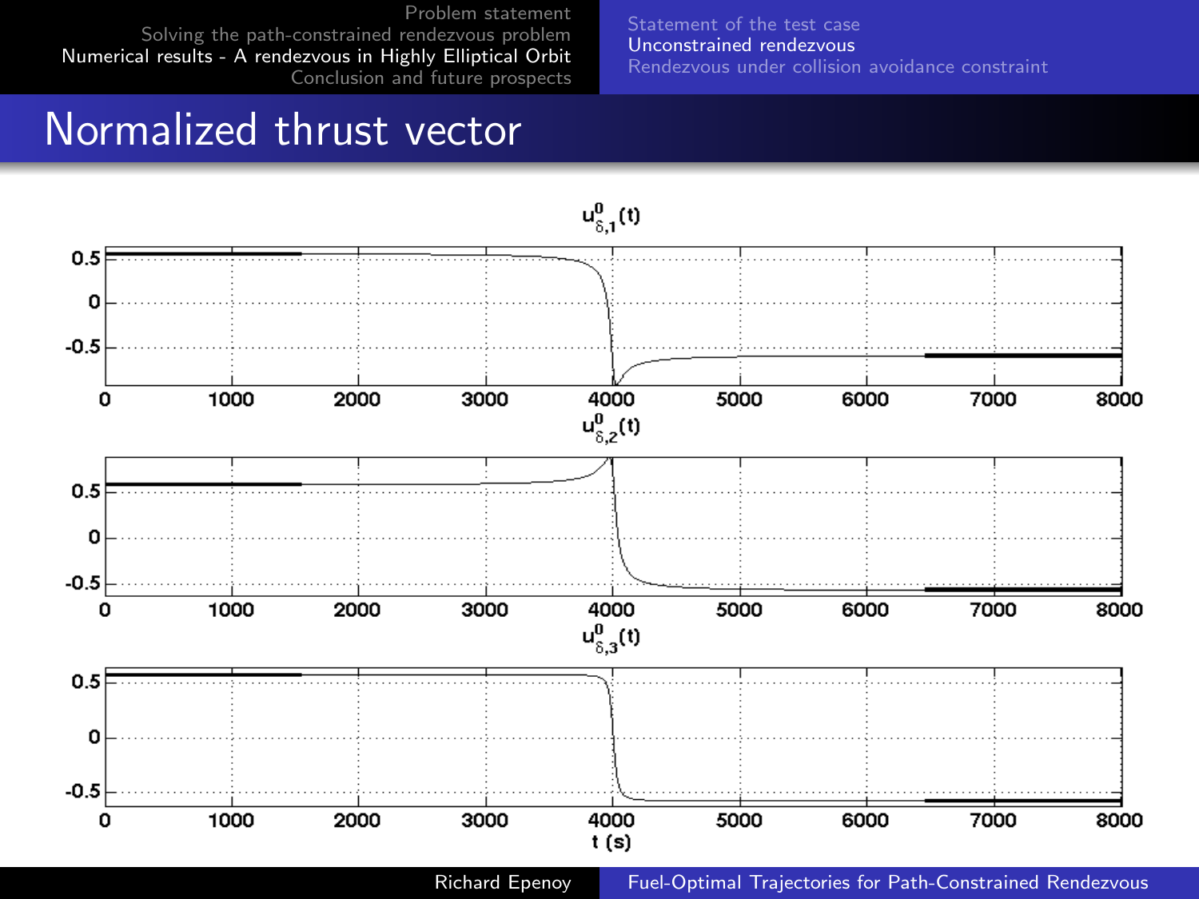# Normalized thrust vector

$u^0_{\delta,1}(t)$

$u^0_{\delta,2}(t)$

$u^0_{\delta,3}(t)$

t (s)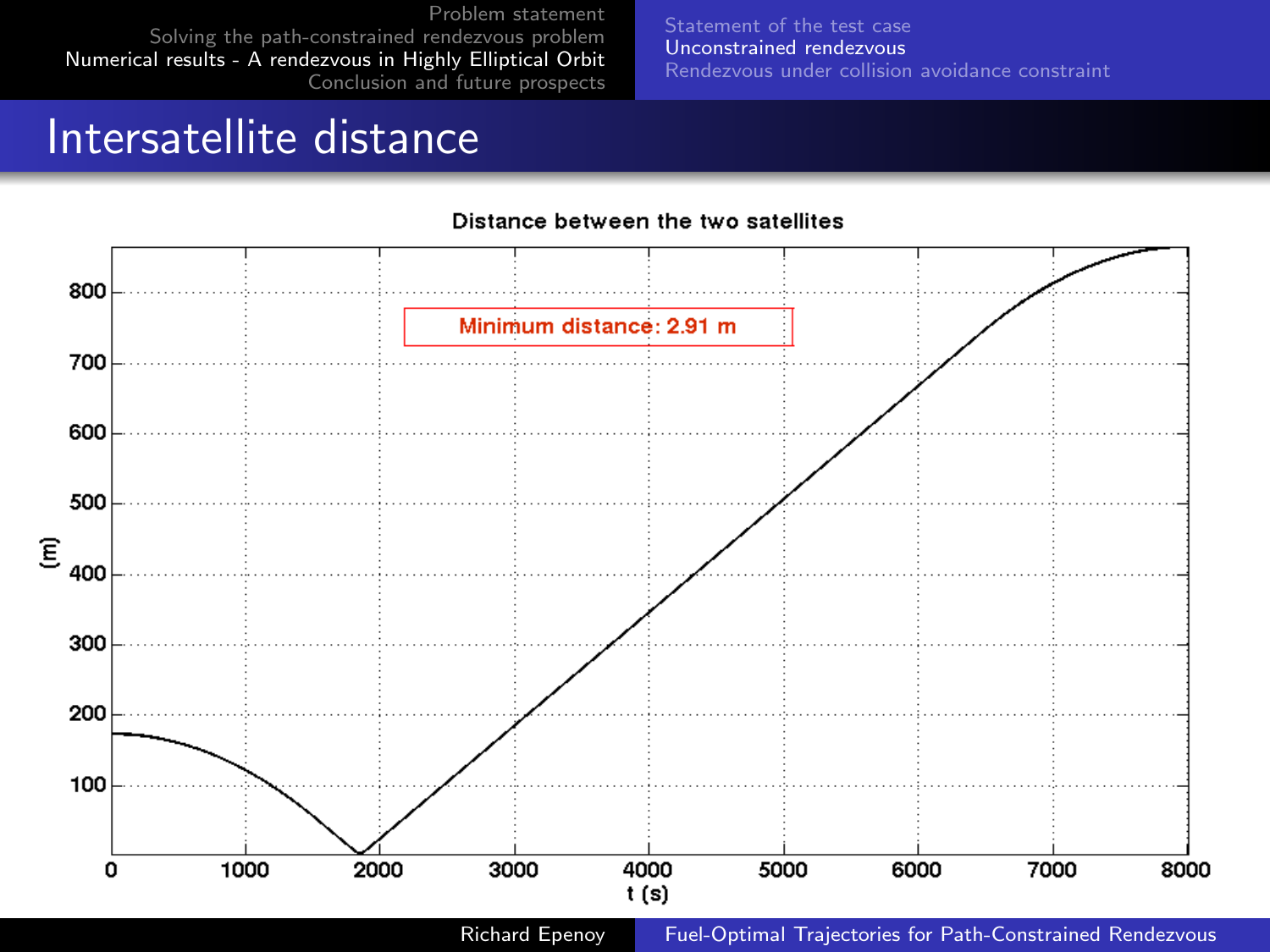# Intersatellite distance

Distance between the two satellites

Minimum distance: 2.91 m

(m)

t (s)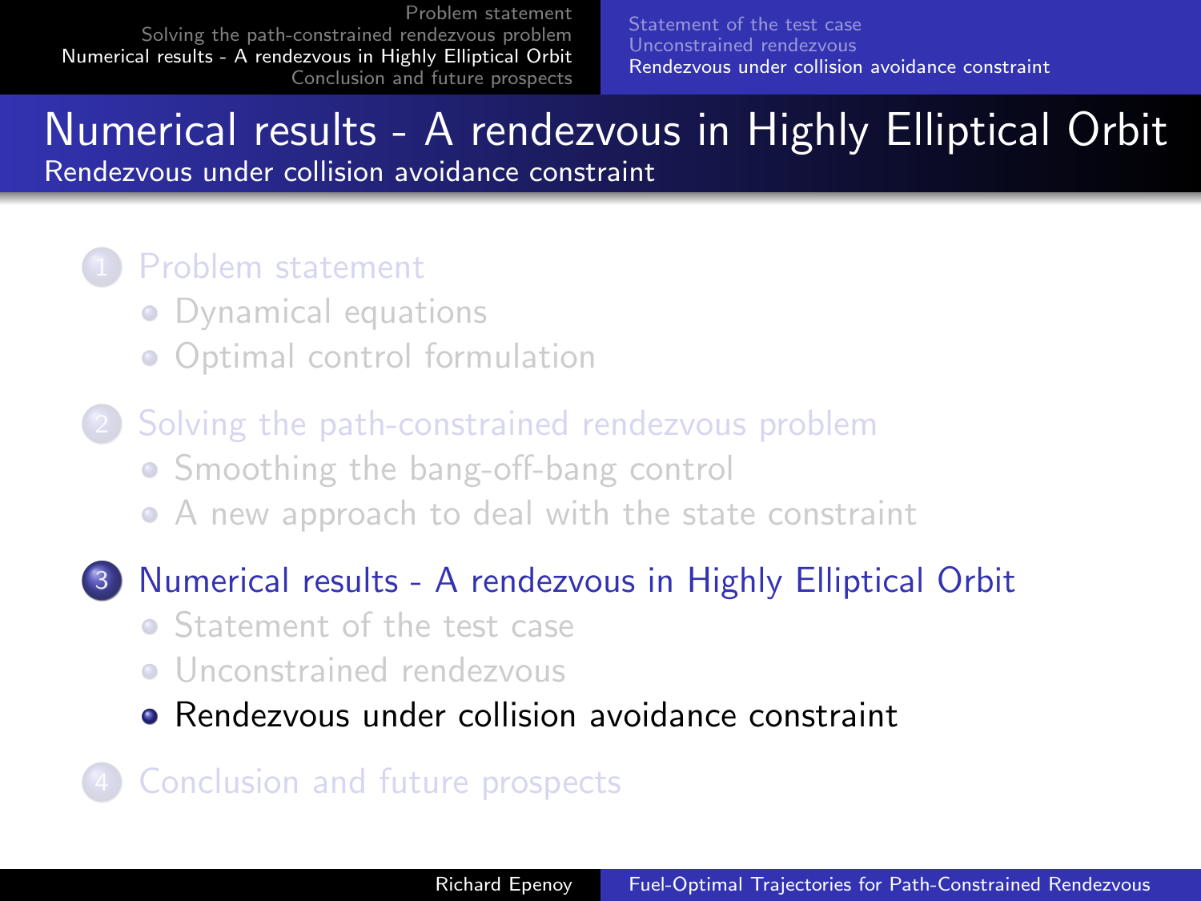# Numerical results - A rendezvous in Highly Elliptical Orbit

## Rendezvous under collision avoidance constraint

1. Problem statement
   - Dynamical equations
   - Optimal control formulation
2. Solving the path-constrained rendezvous problem
   - Smoothing the bang-off-bang control
   - A new approach to deal with the state constraint
3. Numerical results - A rendezvous in Highly Elliptical Orbit
   - Statement of the test case
   - Unconstrained rendezvous
   - **Rendezvous under collision avoidance constraint**
4. Conclusion and future prospects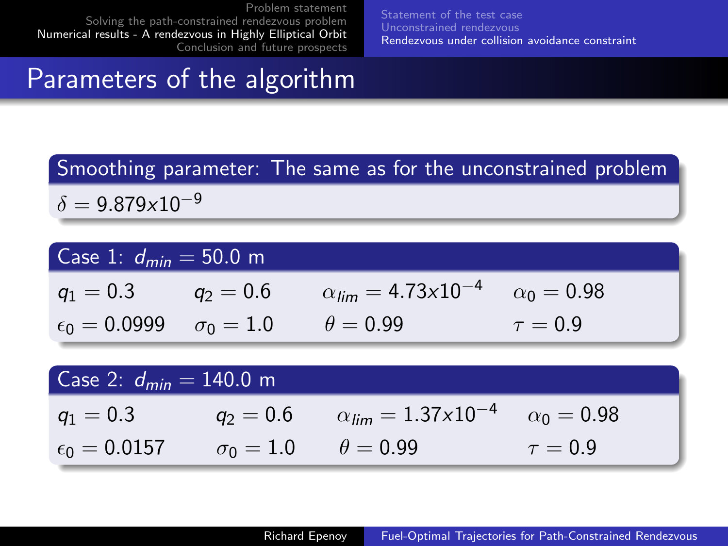# Parameters of the algorithm

### Smoothing parameter: The same as for the unconstrained problem

$\delta = 9.879x10^{-9}$

### Case 1: $d_{min} = 50.0$ m

| | | | |
|---|---|---|---|
| $q_1 = 0.3$ | $q_2 = 0.6$ | $\alpha_{lim} = 4.73x10^{-4}$ | $\alpha_0 = 0.98$ |
| $\epsilon_0 = 0.0999$ | $\sigma_0 = 1.0$ | $\theta = 0.99$ | $\tau = 0.9$ |

### Case 2: $d_{min} = 140.0$ m

| | | | |
|---|---|---|---|
| $q_1 = 0.3$ | $q_2 = 0.6$ | $\alpha_{lim} = 1.37x10^{-4}$ | $\alpha_0 = 0.98$ |
| $\epsilon_0 = 0.0157$ | $\sigma_0 = 1.0$ | $\theta = 0.99$ | $\tau = 0.9$ |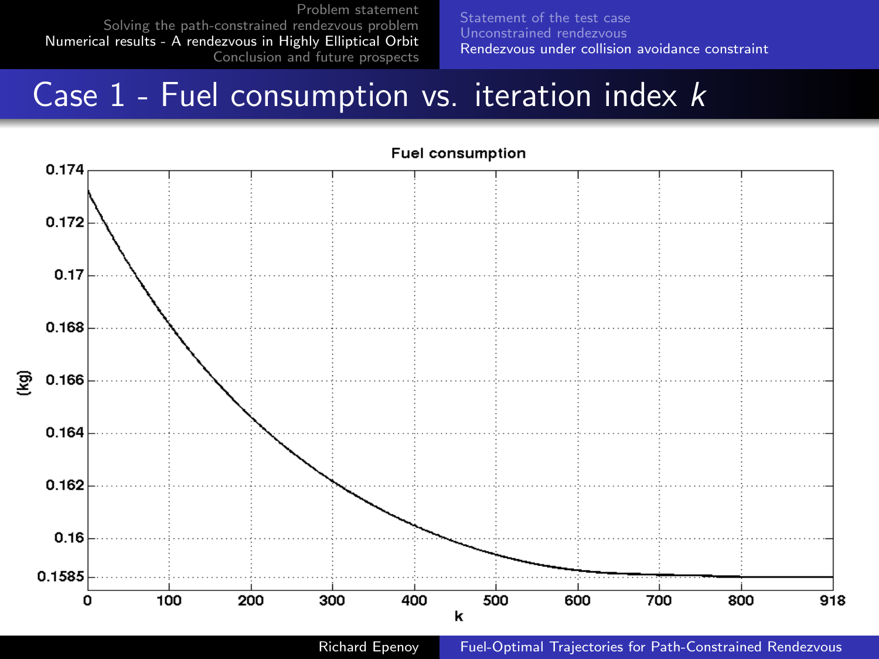# Case 1 - Fuel consumption vs. iteration index $k$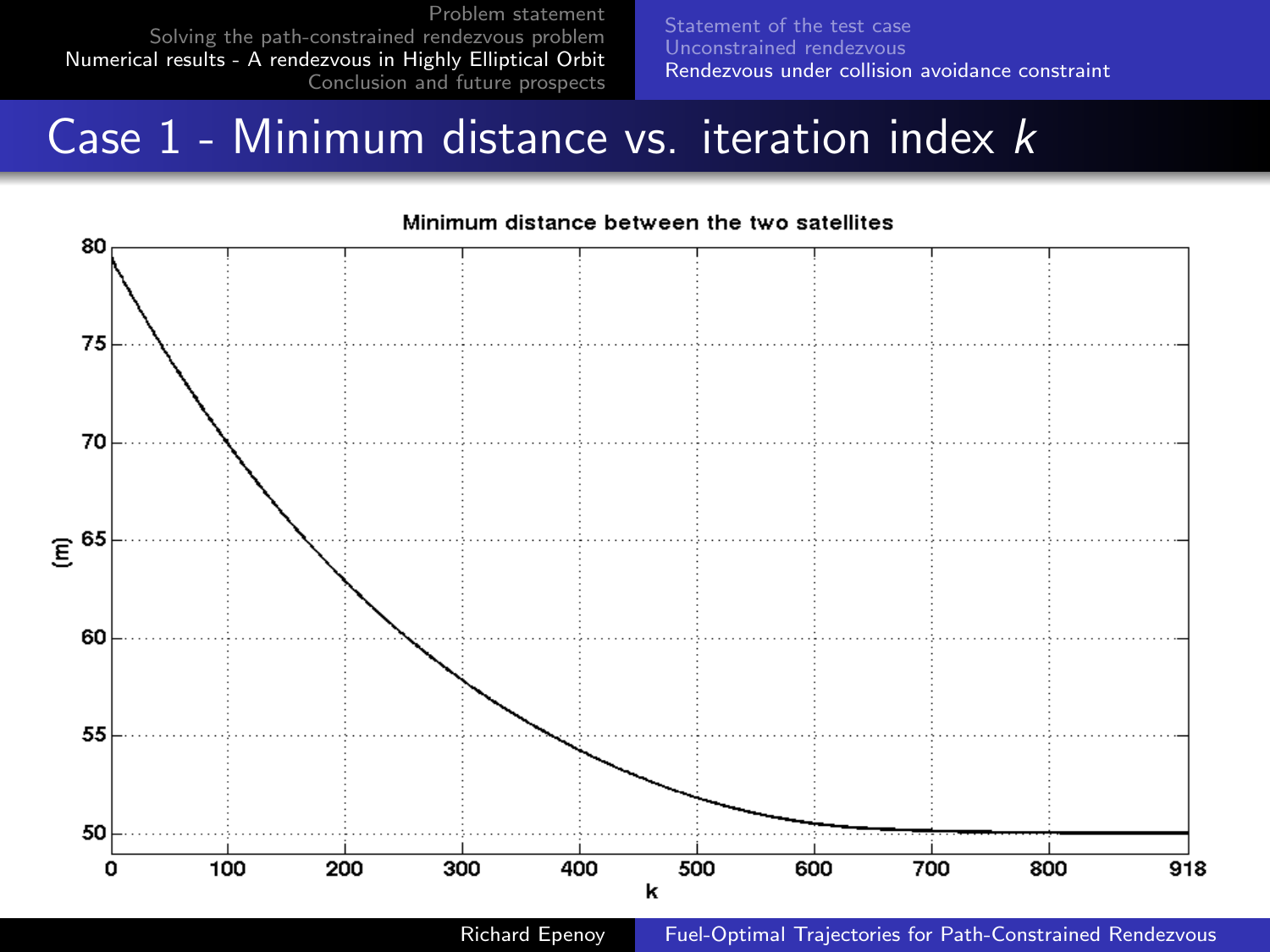# Case 1 - Minimum distance vs. iteration index $k$

Minimum distance between the two satellites

(m)

80
75
70
65
60
55
50

0 100 200 300 400 500 600 700 800 918

k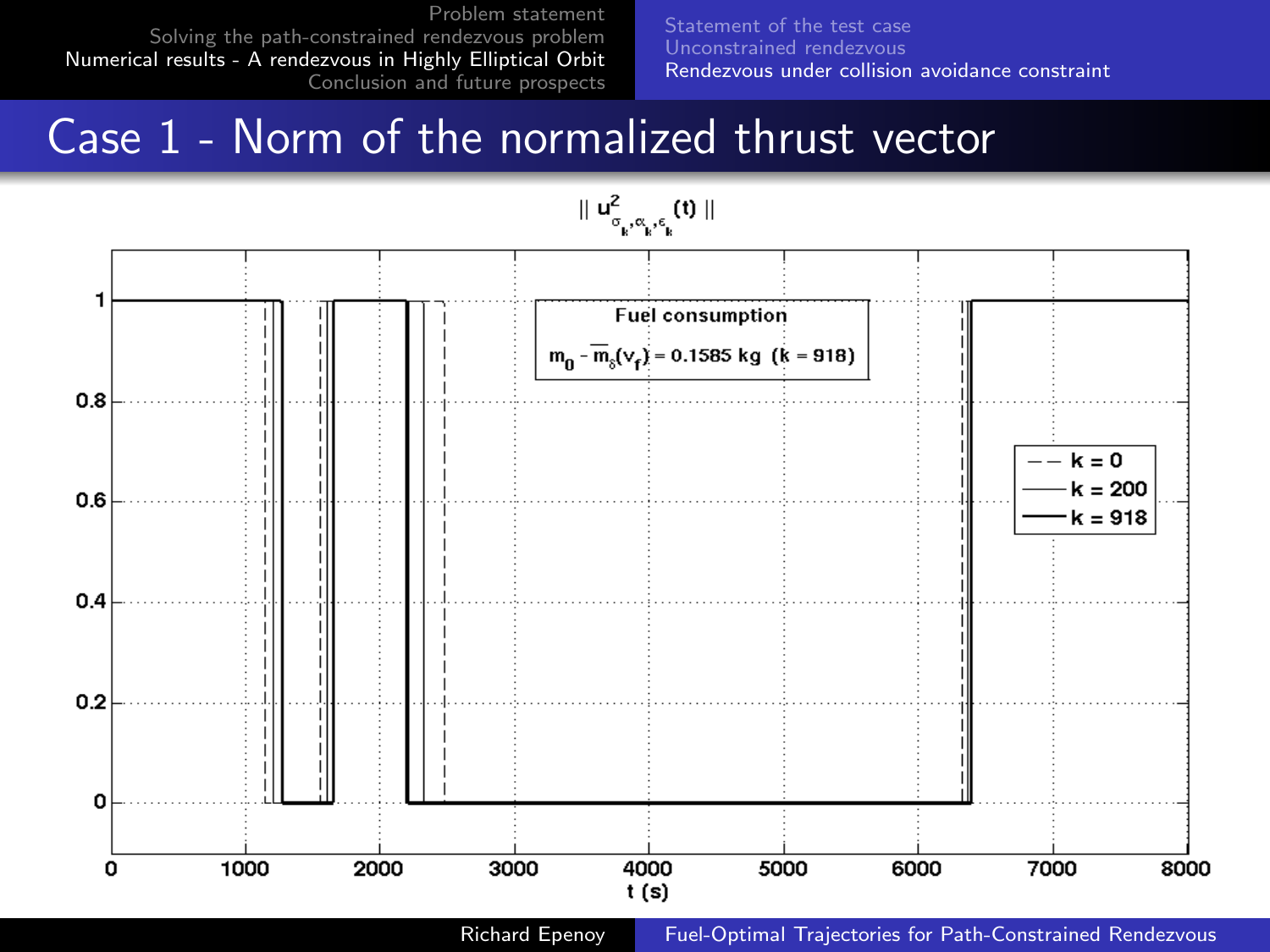# Case 1 - Norm of the normalized thrust vector

$$\| u^2_{\sigma_k, \alpha_k, \epsilon_k}(t) \|$$

Fuel consumption

$m_0 - \overline{m}_\delta(v_f) = 0.1585$ kg ($k = 918$)

- - k = 0
— k = 200
— k = 918

t (s)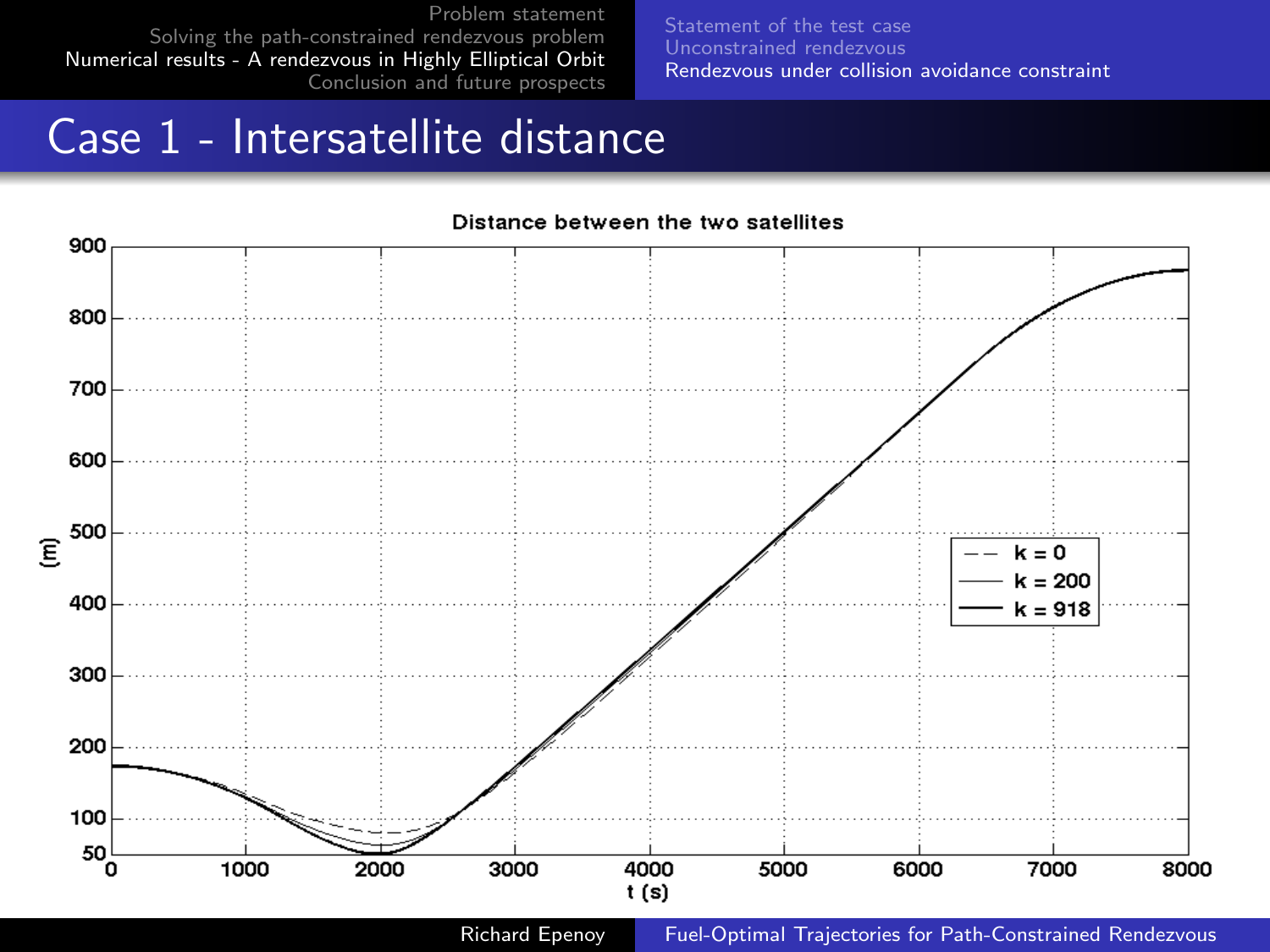# Case 1 - Intersatellite distance

Distance between the two satellites

(m)

t (s)

k = 0

k = 200

k = 918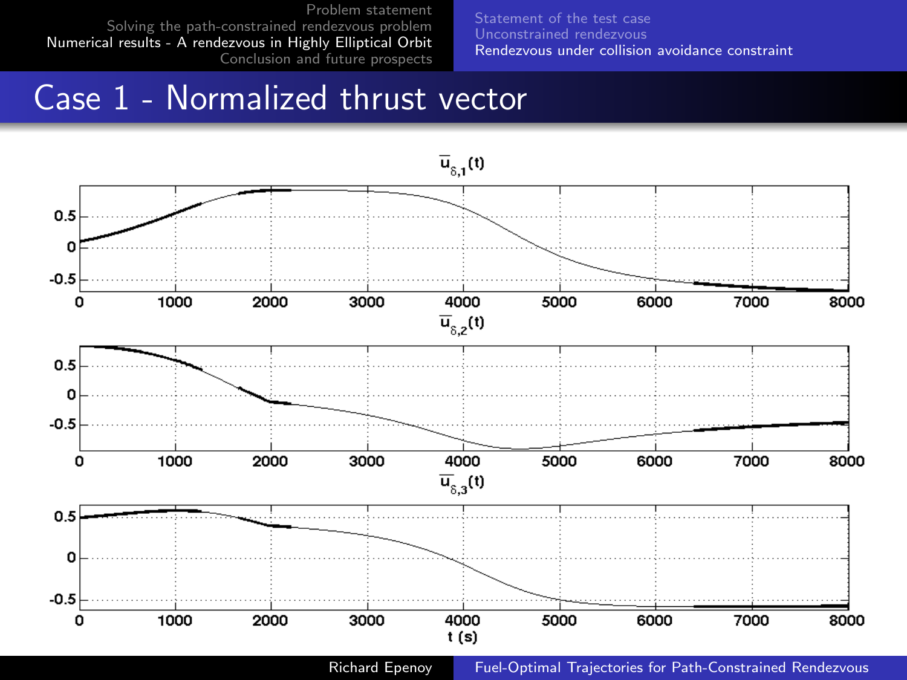# Case 1 - Normalized thrust vector

$\overline{u}_{\delta,1}(t)$

$\overline{u}_{\delta,2}(t)$

$\overline{u}_{\delta,3}(t)$

t (s)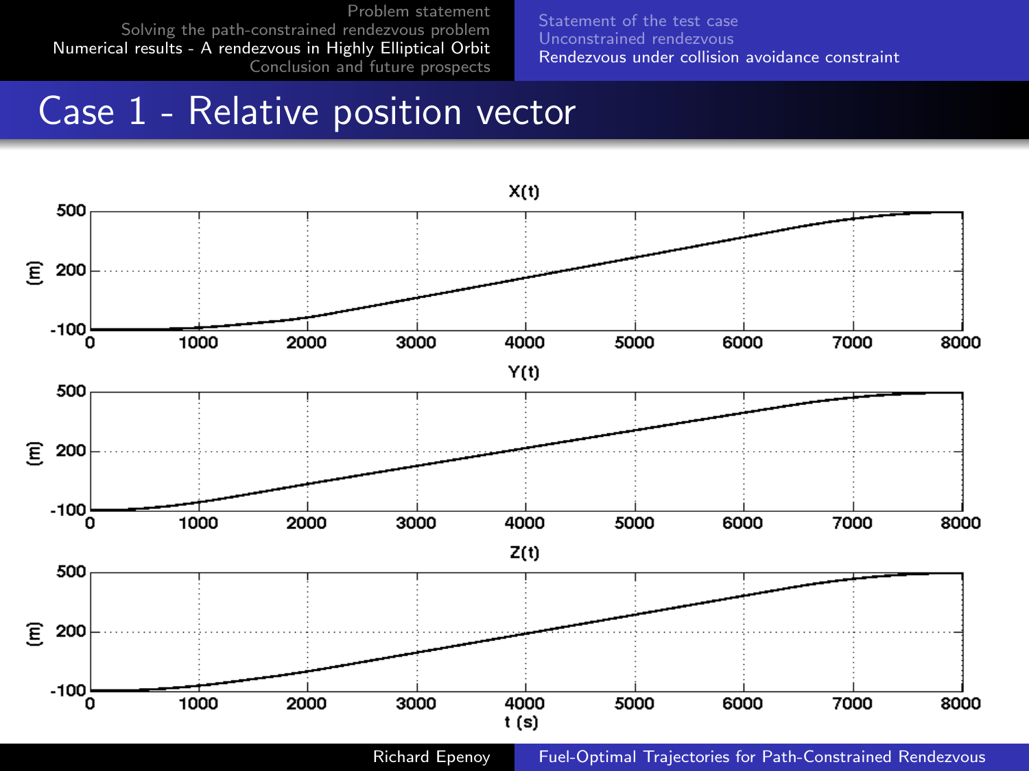# Case 1 - Relative position vector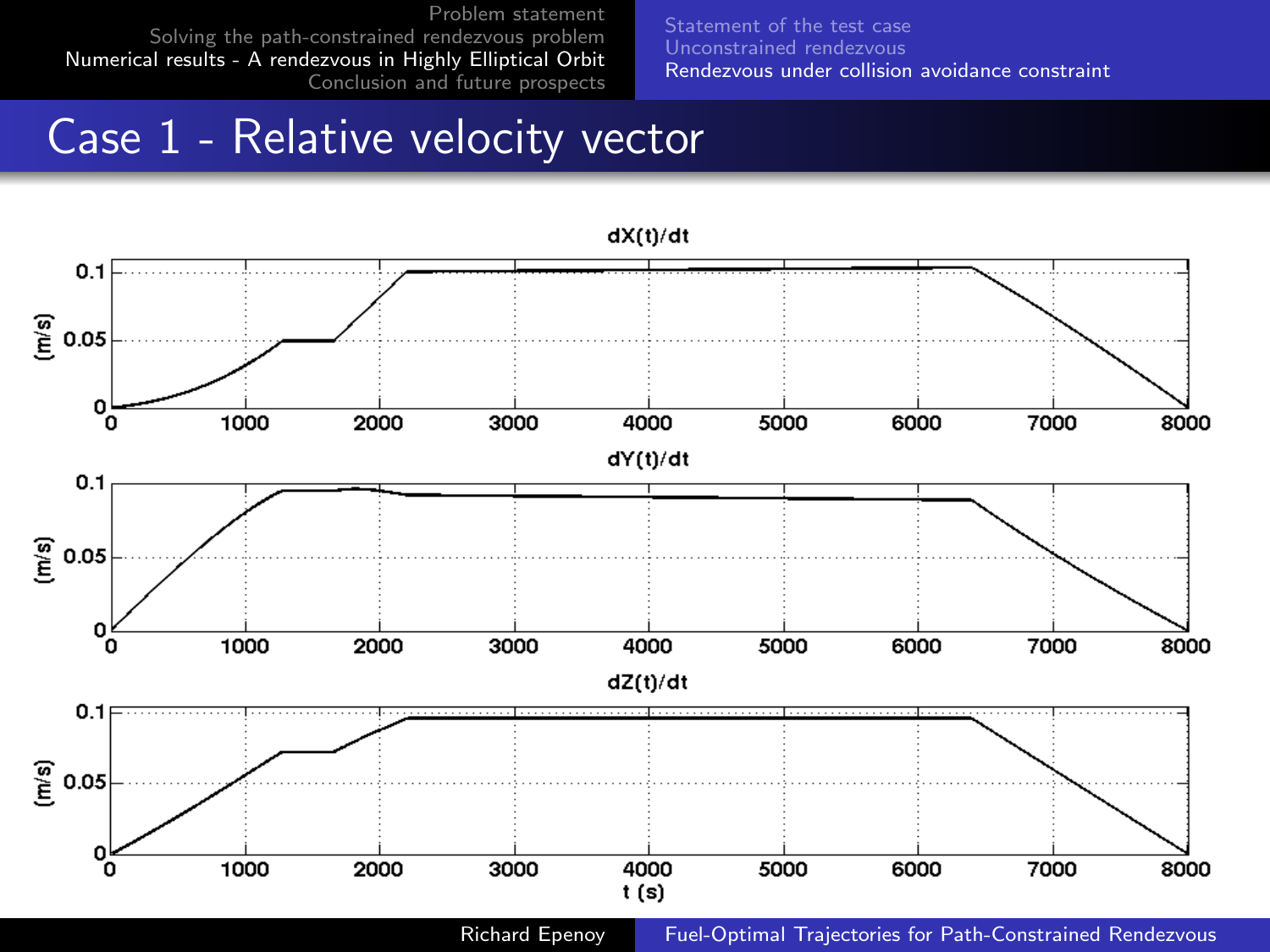# Case 1 - Relative velocity vector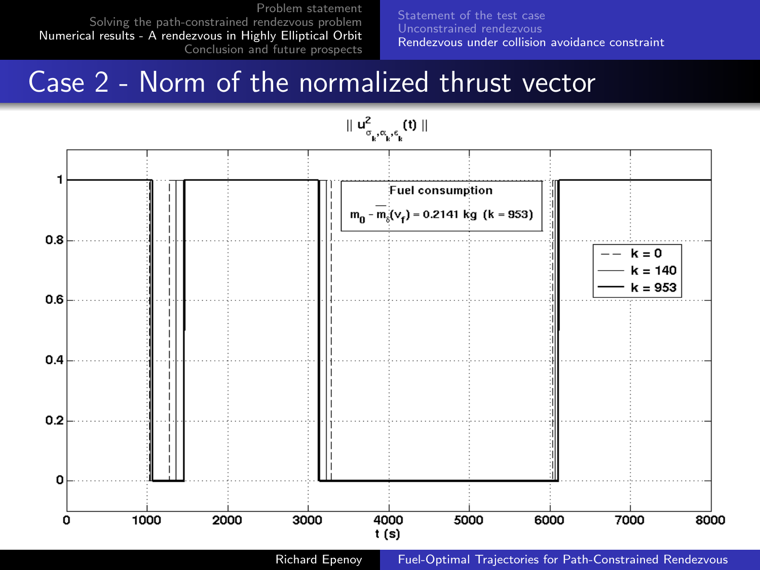# Case 2 - Norm of the normalized thrust vector

$\| u^2_{\sigma_k, \alpha_k, \epsilon_k}(t) \|$

Fuel consumption

$m_0 - \overline{m}_\delta(v_f) = 0.2141$ kg ($k = 953$)

- $k = 0$
- $k = 140$
- $k = 953$

t (s)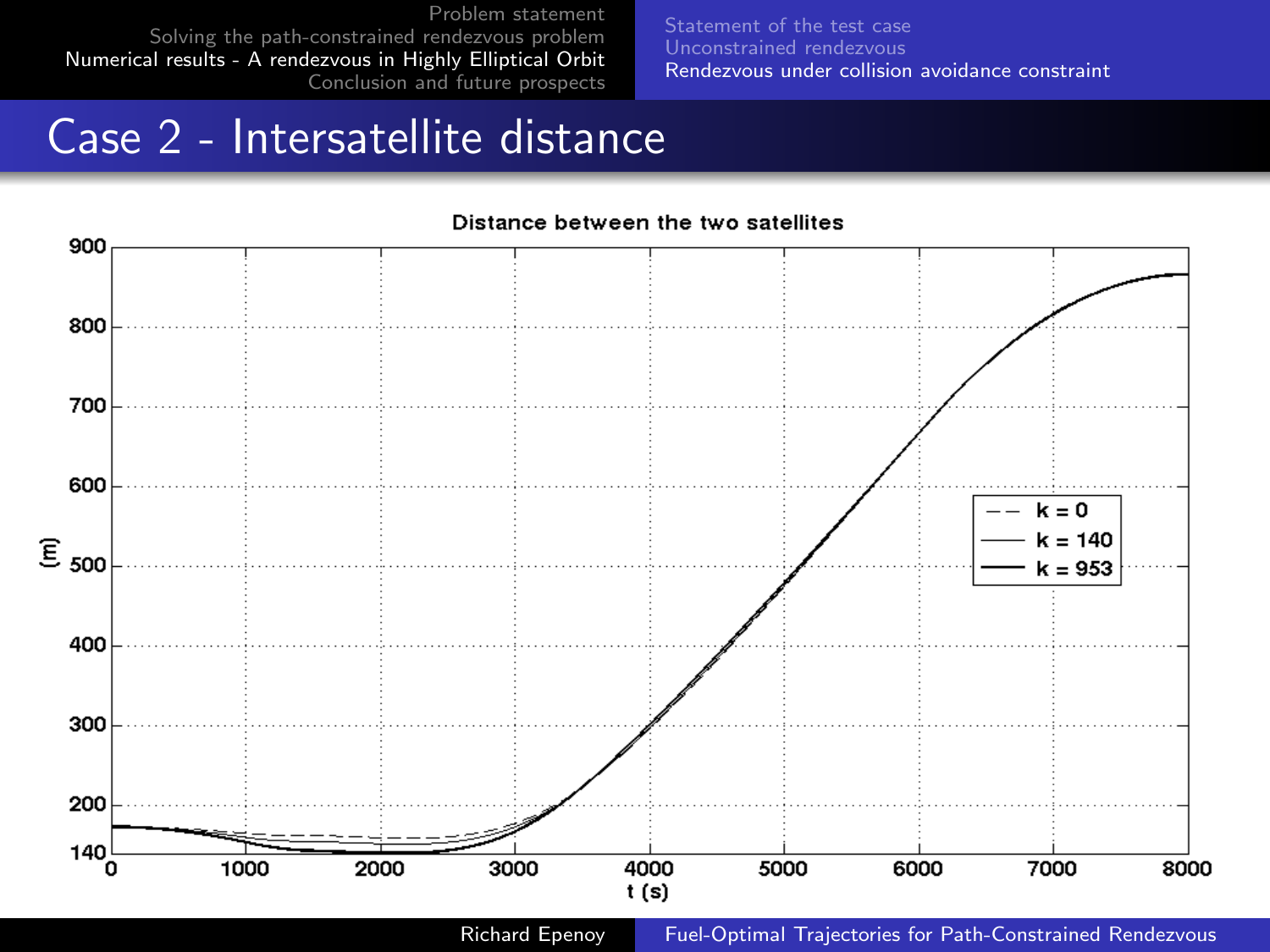# Case 2 - Intersatellite distance

**Distance between the two satellites**

- Vertical axis: (m), from 140 to 900
- Horizontal axis: t (s), from 0 to 8000
- Legend: k = 0 (dashed), k = 140 (thin solid), k = 953 (thick solid)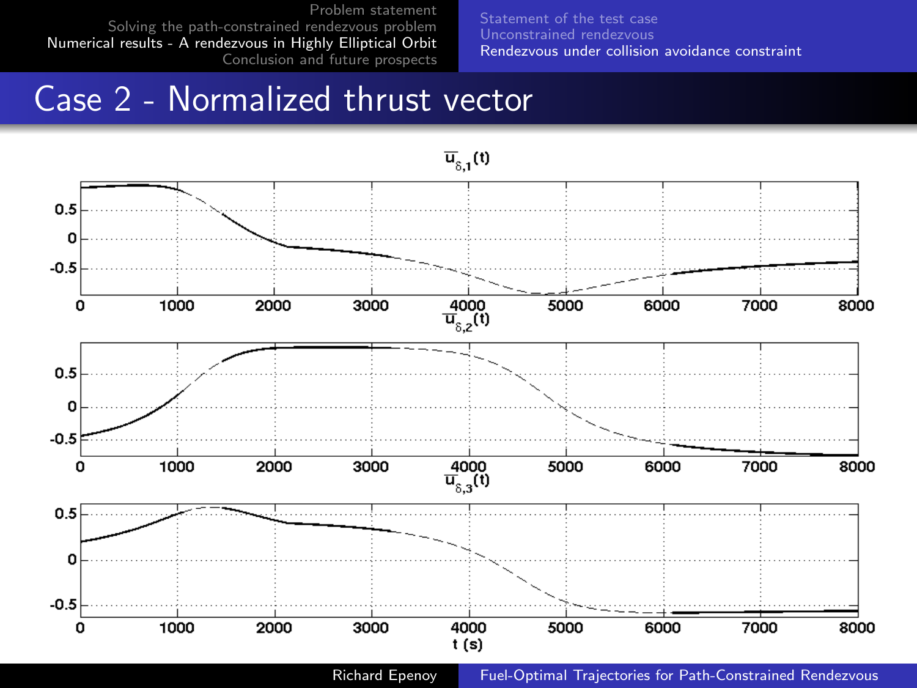# Case 2 - Normalized thrust vector

$\overline{u}_{\delta,1}(t)$

$\overline{u}_{\delta,2}(t)$

$\overline{u}_{\delta,3}(t)$

t (s)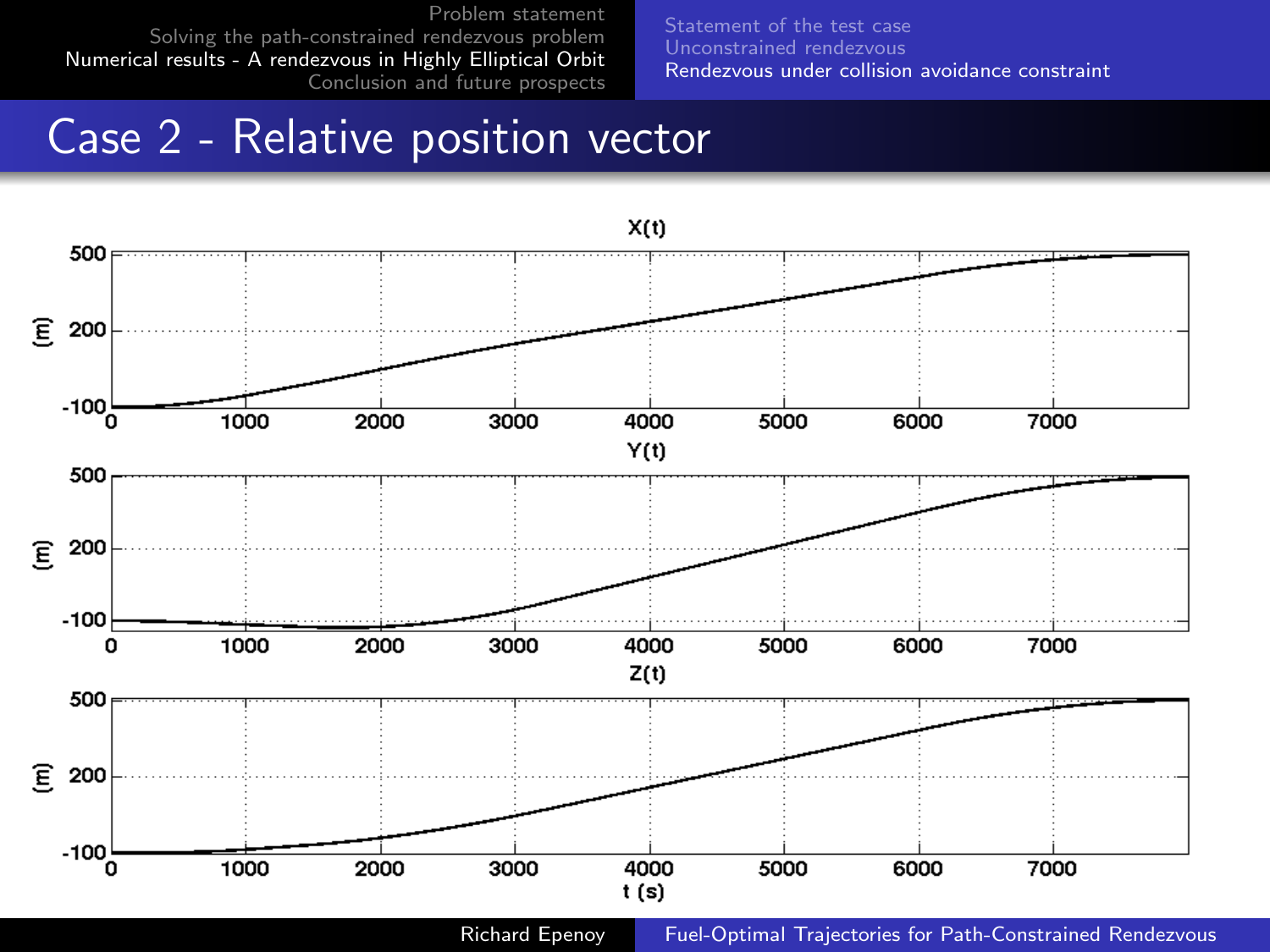# Case 2 - Relative position vector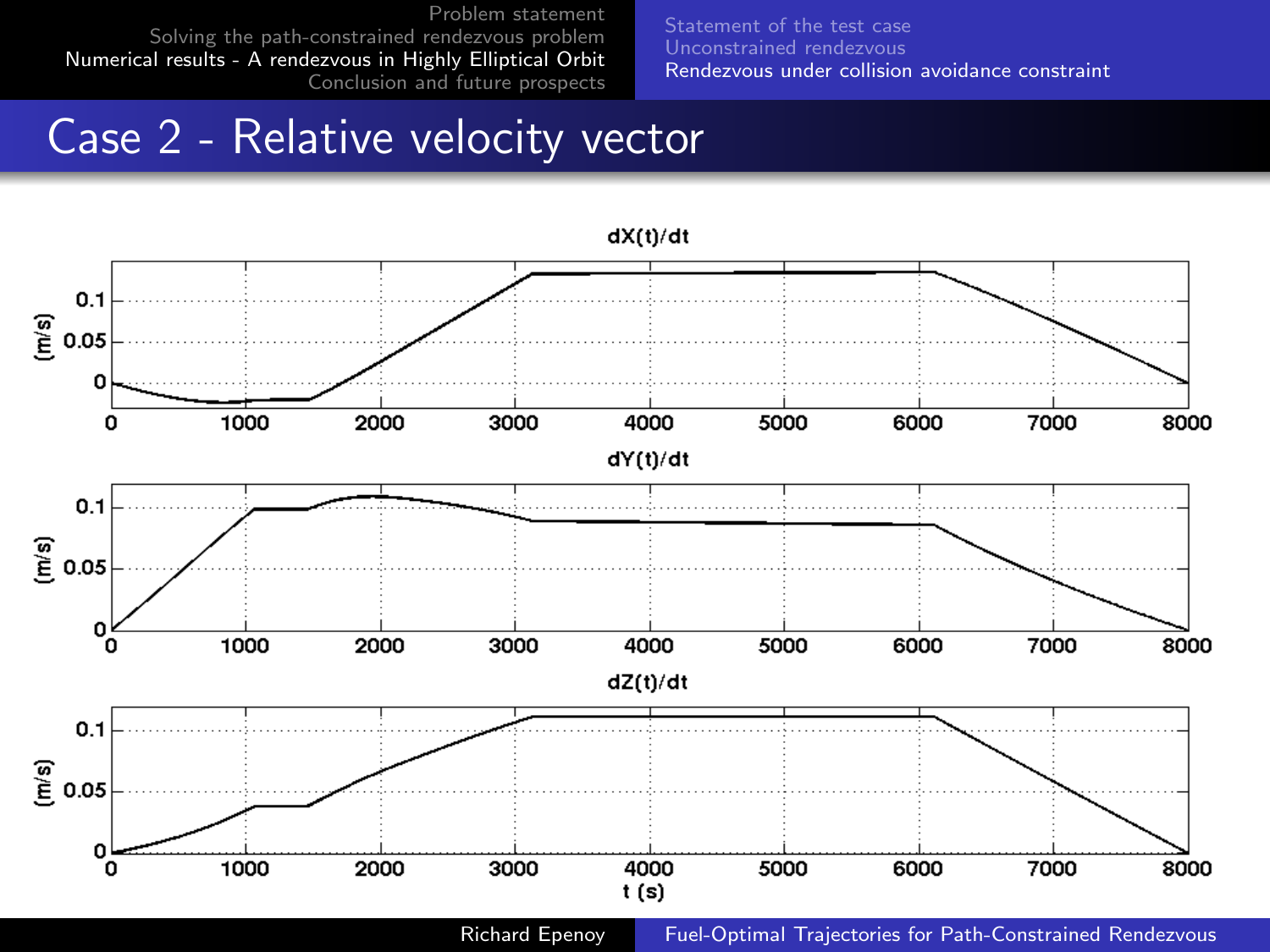# Case 2 - Relative velocity vector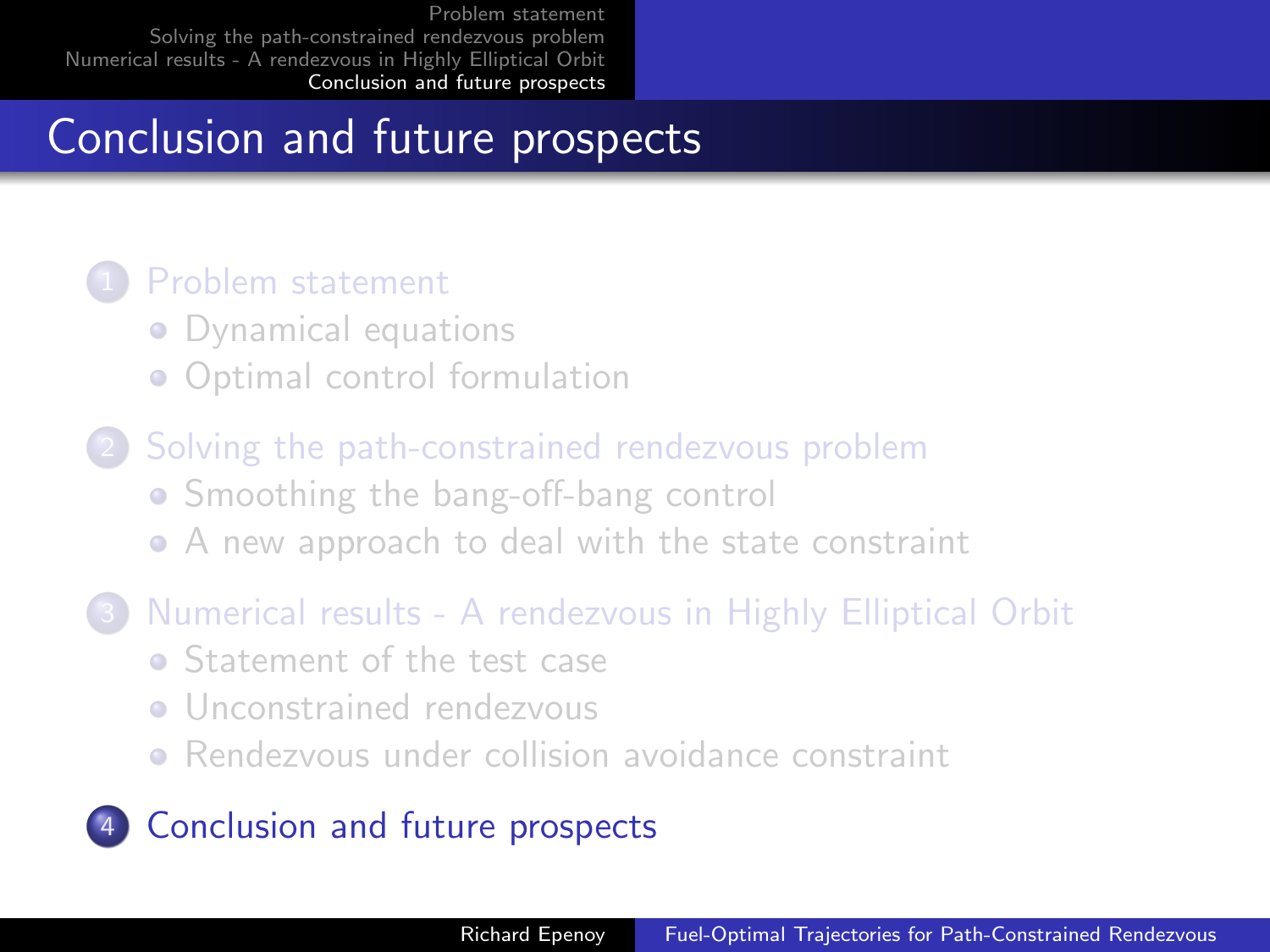# Conclusion and future prospects

1. Problem statement
   - Dynamical equations
   - Optimal control formulation
2. Solving the path-constrained rendezvous problem
   - Smoothing the bang-off-bang control
   - A new approach to deal with the state constraint
3. Numerical results - A rendezvous in Highly Elliptical Orbit
   - Statement of the test case
   - Unconstrained rendezvous
   - Rendezvous under collision avoidance constraint
4. Conclusion and future prospects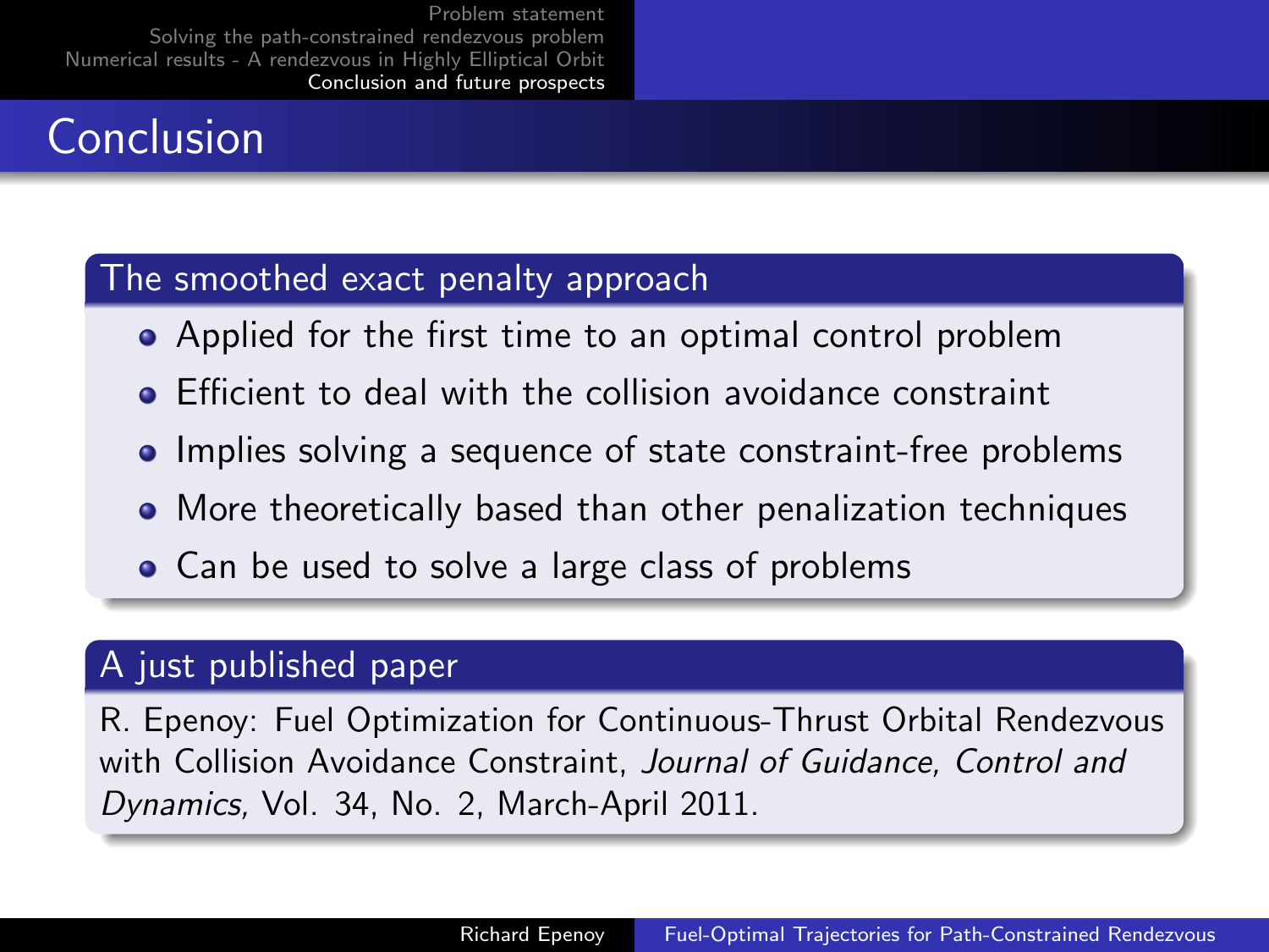# Conclusion

## The smoothed exact penalty approach

- Applied for the first time to an optimal control problem
- Efficient to deal with the collision avoidance constraint
- Implies solving a sequence of state constraint-free problems
- More theoretically based than other penalization techniques
- Can be used to solve a large class of problems

## A just published paper

R. Epenoy: Fuel Optimization for Continuous-Thrust Orbital Rendezvous with Collision Avoidance Constraint, *Journal of Guidance, Control and Dynamics,* Vol. 34, No. 2, March-April 2011.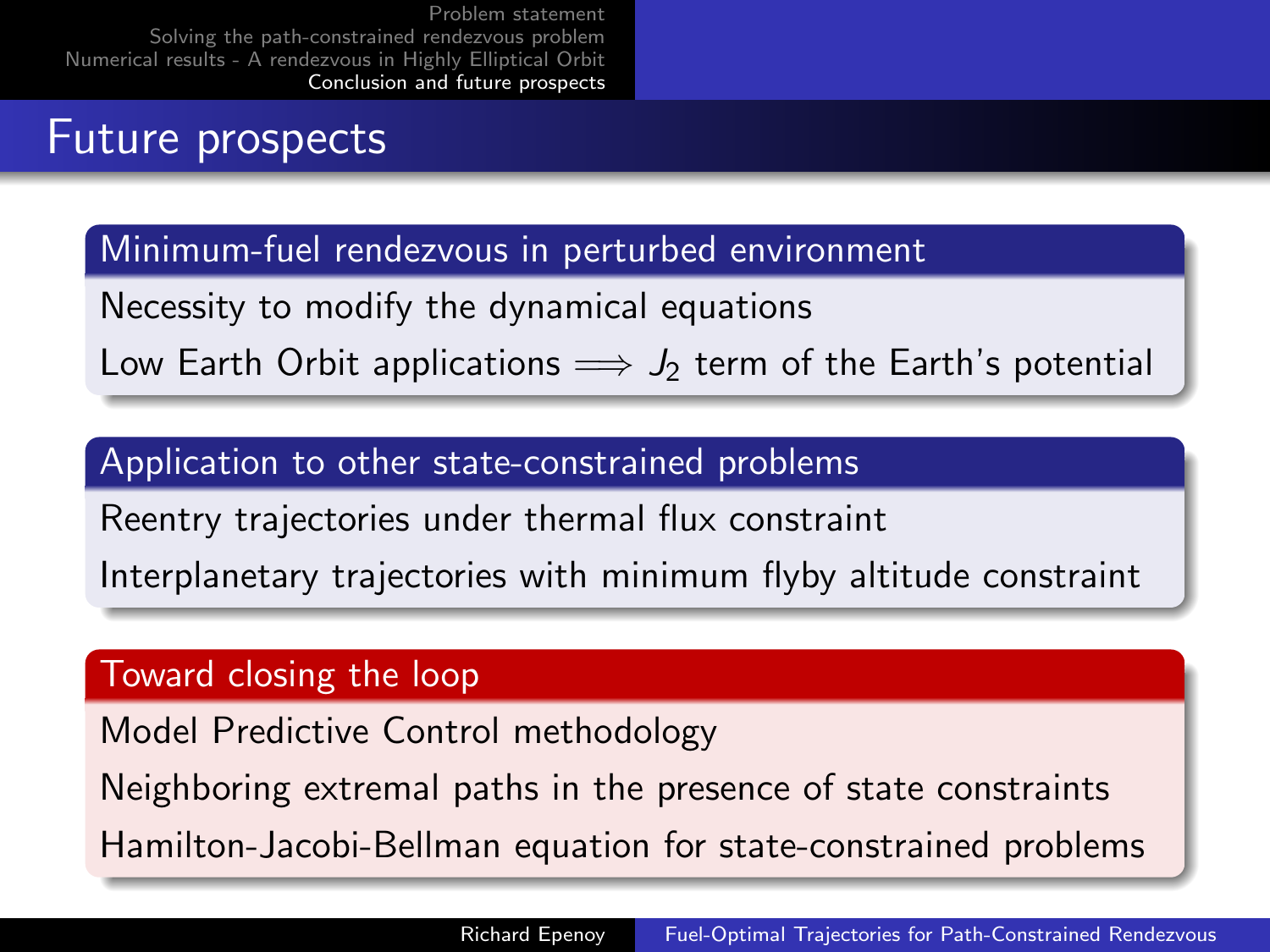# Future prospects

### Minimum-fuel rendezvous in perturbed environment

Necessity to modify the dynamical equations

Low Earth Orbit applications $\Longrightarrow$ $J_2$ term of the Earth's potential

### Application to other state-constrained problems

Reentry trajectories under thermal flux constraint

Interplanetary trajectories with minimum flyby altitude constraint

### Toward closing the loop

Model Predictive Control methodology

Neighboring extremal paths in the presence of state constraints

Hamilton-Jacobi-Bellman equation for state-constrained problems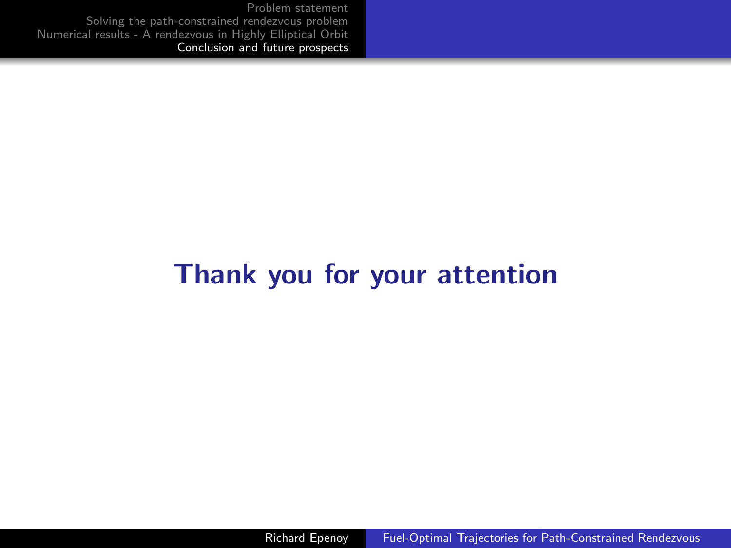# Thank you for your attention